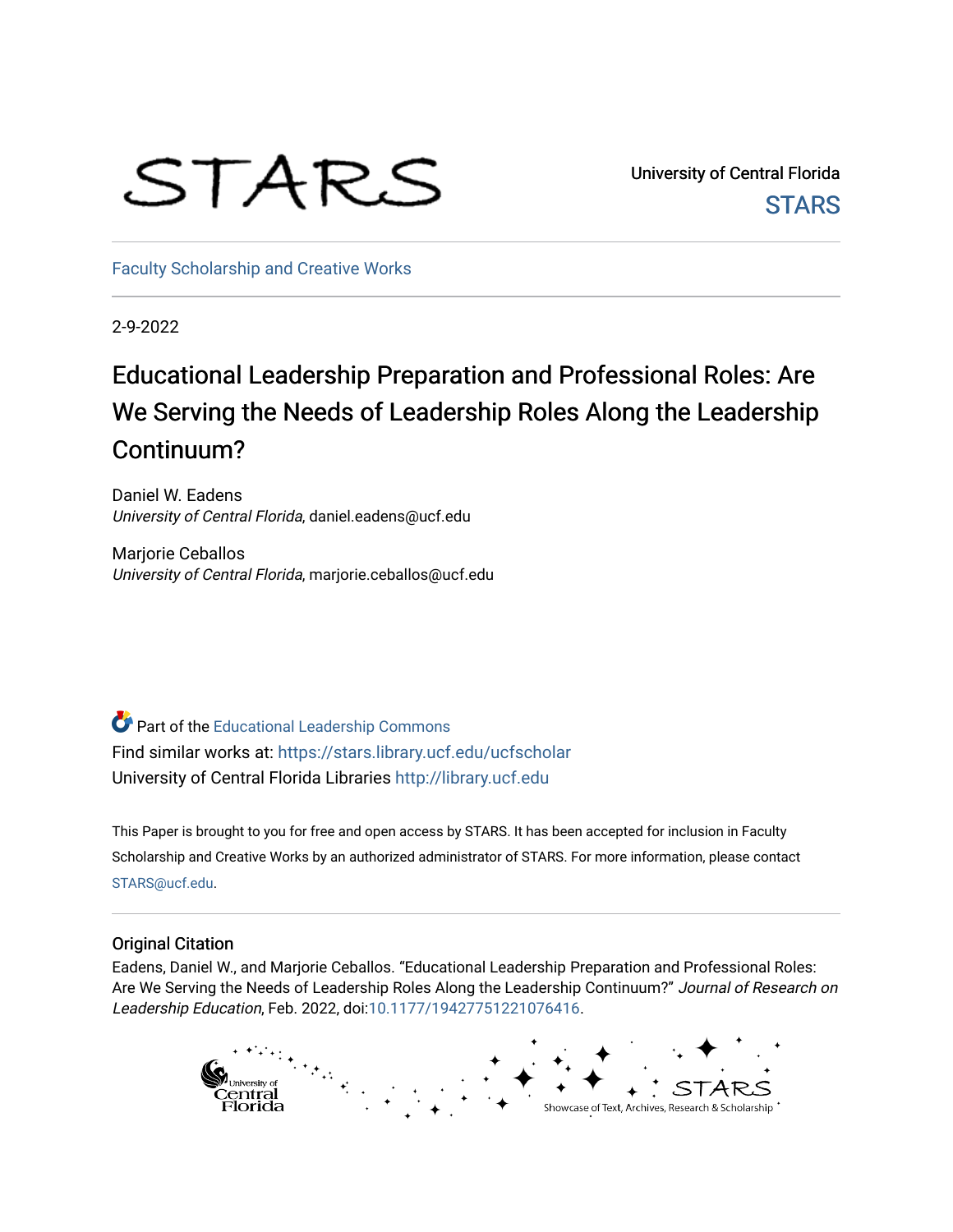STARS

University of Central Florida
STARS

Faculty Scholarship and Creative Works

2-9-2022

# Educational Leadership Preparation and Professional Roles: Are We Serving the Needs of Leadership Roles Along the Leadership Continuum?

Daniel W. Eadens
*University of Central Florida*, daniel.eadens@ucf.edu

Marjorie Ceballos
*University of Central Florida*, marjorie.ceballos@ucf.edu

Part of the Educational Leadership Commons
Find similar works at: https://stars.library.ucf.edu/ucfscholar
University of Central Florida Libraries http://library.ucf.edu

This Paper is brought to you for free and open access by STARS. It has been accepted for inclusion in Faculty Scholarship and Creative Works by an authorized administrator of STARS. For more information, please contact STARS@ucf.edu.

## Original Citation

Eadens, Daniel W., and Marjorie Ceballos. "Educational Leadership Preparation and Professional Roles: Are We Serving the Needs of Leadership Roles Along the Leadership Continuum?" *Journal of Research on Leadership Education*, Feb. 2022, doi:10.1177/19427751221076416.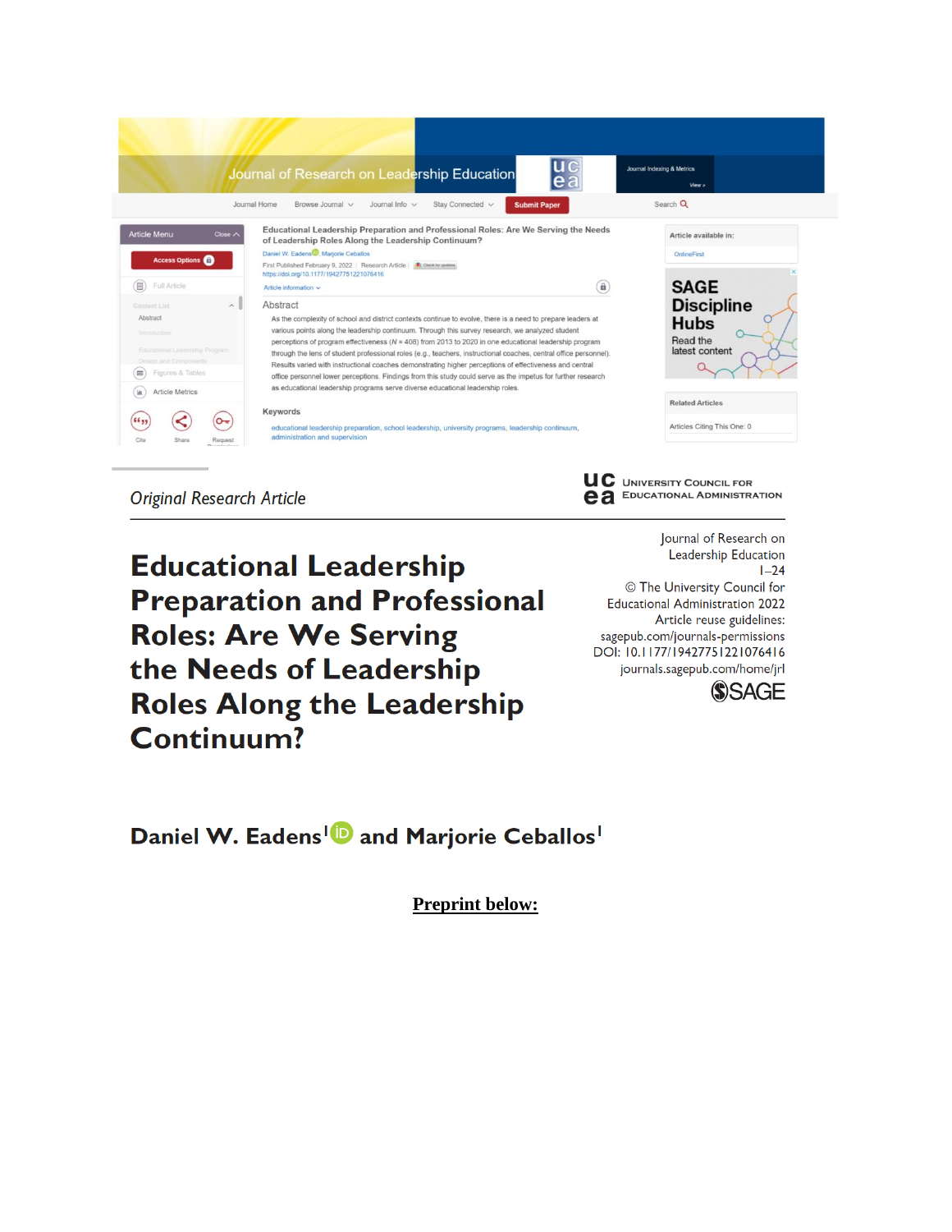Journal of Research on Leadership Education

Journal Home | Browse Journal | Journal Info | Stay Connected | Submit Paper | Search

Educational Leadership Preparation and Professional Roles: Are We Serving the Needs of Leadership Roles Along the Leadership Continuum?

Daniel W. Eadens, Marjorie Ceballos

First Published February 9, 2022 | Research Article

https://doi.org/10.1177/19427751221076416

Article information

### Abstract

As the complexity of school and district contexts continue to evolve, there is a need to prepare leaders at various points along the leadership continuum. Through this survey research, we analyzed student perceptions of program effectiveness ($N$ = 408) from 2013 to 2020 in one educational leadership program through the lens of student professional roles (e.g., teachers, instructional coaches, central office personnel). Results varied with instructional coaches demonstrating higher perceptions of effectiveness and central office personnel lower perceptions. Findings from this study could serve as the impetus for further research as educational leadership programs serve diverse educational leadership roles.

### Keywords

educational leadership preparation, school leadership, university programs, leadership continuum, administration and supervision

*Original Research Article*

University Council for Educational Administration

Journal of Research on Leadership Education
1–24
© The University Council for Educational Administration 2022
Article reuse guidelines:
sagepub.com/journals-permissions
DOI: 10.1177/19427751221076416
journals.sagepub.com/home/jrl
SAGE

# Educational Leadership Preparation and Professional Roles: Are We Serving the Needs of Leadership Roles Along the Leadership Continuum?

**Daniel W. Eadens[1] and Marjorie Ceballos[1]**

**Preprint below:**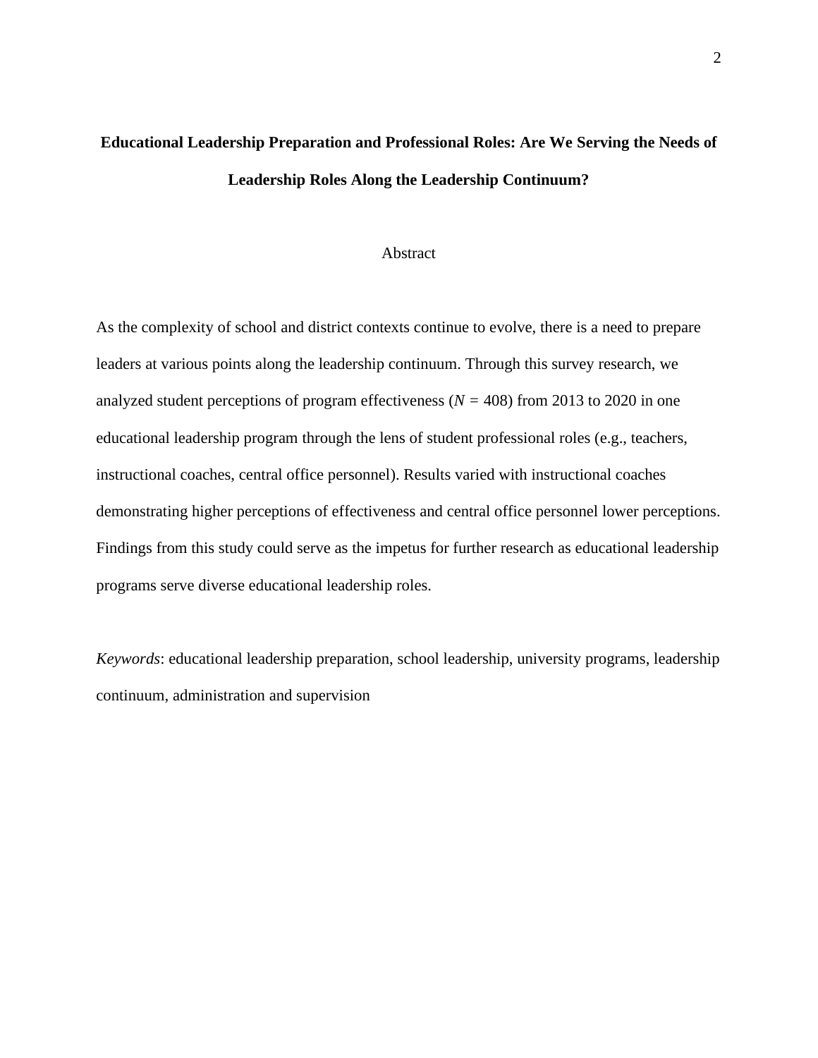# Educational Leadership Preparation and Professional Roles: Are We Serving the Needs of Leadership Roles Along the Leadership Continuum?

## Abstract

As the complexity of school and district contexts continue to evolve, there is a need to prepare leaders at various points along the leadership continuum. Through this survey research, we analyzed student perceptions of program effectiveness ($N$ = 408) from 2013 to 2020 in one educational leadership program through the lens of student professional roles (e.g., teachers, instructional coaches, central office personnel). Results varied with instructional coaches demonstrating higher perceptions of effectiveness and central office personnel lower perceptions. Findings from this study could serve as the impetus for further research as educational leadership programs serve diverse educational leadership roles.

*Keywords*: educational leadership preparation, school leadership, university programs, leadership continuum, administration and supervision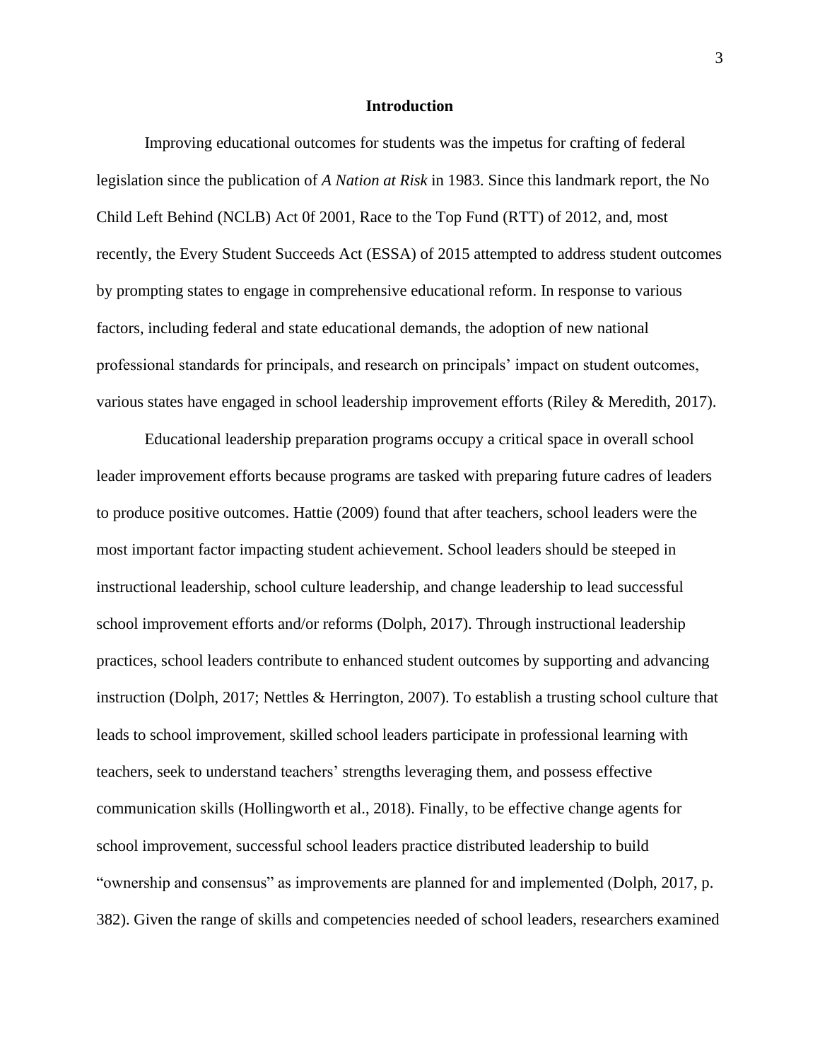## Introduction

Improving educational outcomes for students was the impetus for crafting of federal legislation since the publication of *A Nation at Risk* in 1983. Since this landmark report, the No Child Left Behind (NCLB) Act 0f 2001, Race to the Top Fund (RTT) of 2012, and, most recently, the Every Student Succeeds Act (ESSA) of 2015 attempted to address student outcomes by prompting states to engage in comprehensive educational reform. In response to various factors, including federal and state educational demands, the adoption of new national professional standards for principals, and research on principals' impact on student outcomes, various states have engaged in school leadership improvement efforts (Riley & Meredith, 2017).

Educational leadership preparation programs occupy a critical space in overall school leader improvement efforts because programs are tasked with preparing future cadres of leaders to produce positive outcomes. Hattie (2009) found that after teachers, school leaders were the most important factor impacting student achievement. School leaders should be steeped in instructional leadership, school culture leadership, and change leadership to lead successful school improvement efforts and/or reforms (Dolph, 2017). Through instructional leadership practices, school leaders contribute to enhanced student outcomes by supporting and advancing instruction (Dolph, 2017; Nettles & Herrington, 2007). To establish a trusting school culture that leads to school improvement, skilled school leaders participate in professional learning with teachers, seek to understand teachers' strengths leveraging them, and possess effective communication skills (Hollingworth et al., 2018). Finally, to be effective change agents for school improvement, successful school leaders practice distributed leadership to build "ownership and consensus" as improvements are planned for and implemented (Dolph, 2017, p. 382). Given the range of skills and competencies needed of school leaders, researchers examined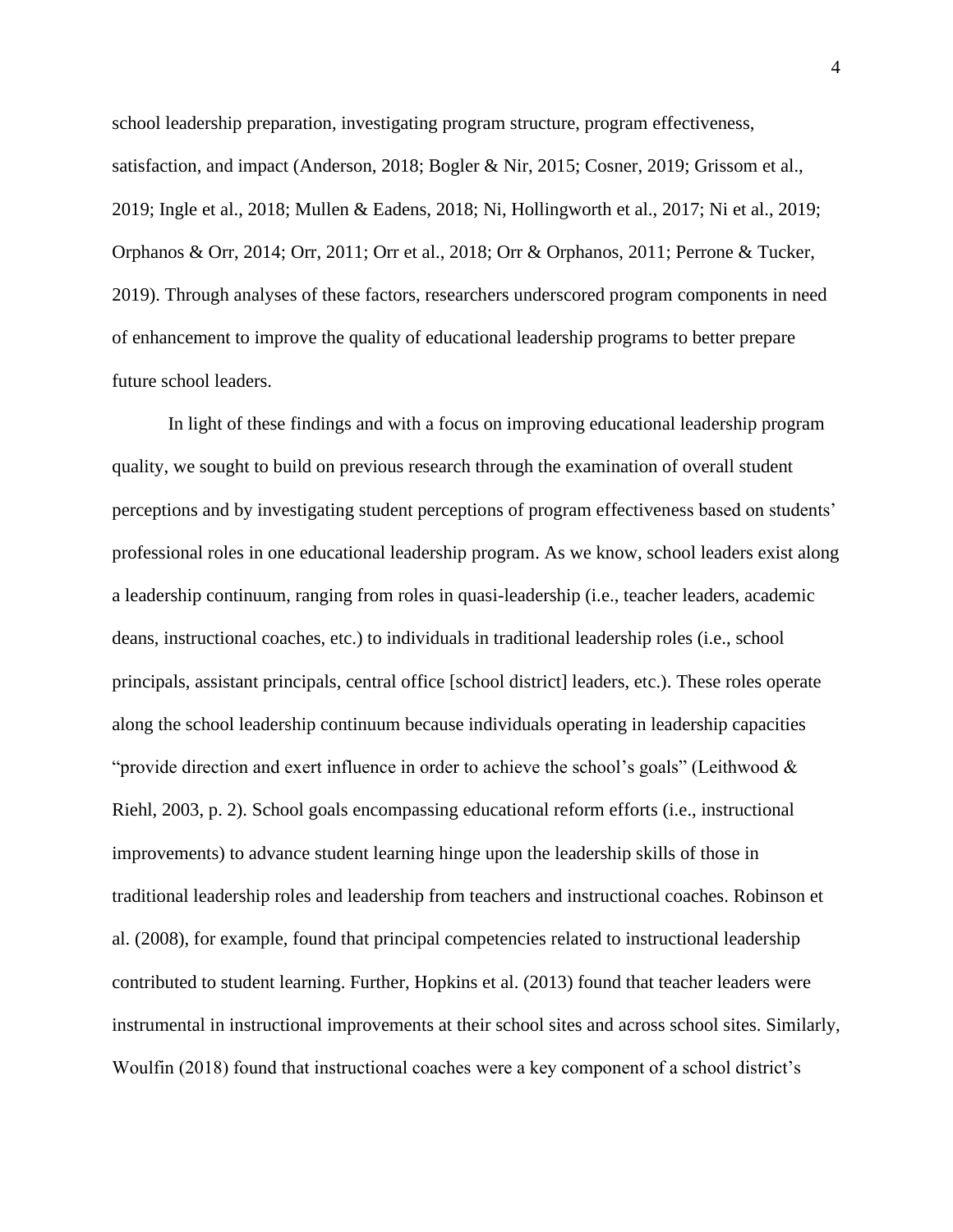school leadership preparation, investigating program structure, program effectiveness, satisfaction, and impact (Anderson, 2018; Bogler & Nir, 2015; Cosner, 2019; Grissom et al., 2019; Ingle et al., 2018; Mullen & Eadens, 2018; Ni, Hollingworth et al., 2017; Ni et al., 2019; Orphanos & Orr, 2014; Orr, 2011; Orr et al., 2018; Orr & Orphanos, 2011; Perrone & Tucker, 2019). Through analyses of these factors, researchers underscored program components in need of enhancement to improve the quality of educational leadership programs to better prepare future school leaders.

In light of these findings and with a focus on improving educational leadership program quality, we sought to build on previous research through the examination of overall student perceptions and by investigating student perceptions of program effectiveness based on students' professional roles in one educational leadership program. As we know, school leaders exist along a leadership continuum, ranging from roles in quasi-leadership (i.e., teacher leaders, academic deans, instructional coaches, etc.) to individuals in traditional leadership roles (i.e., school principals, assistant principals, central office [school district] leaders, etc.). These roles operate along the school leadership continuum because individuals operating in leadership capacities "provide direction and exert influence in order to achieve the school's goals" (Leithwood & Riehl, 2003, p. 2). School goals encompassing educational reform efforts (i.e., instructional improvements) to advance student learning hinge upon the leadership skills of those in traditional leadership roles and leadership from teachers and instructional coaches. Robinson et al. (2008), for example, found that principal competencies related to instructional leadership contributed to student learning. Further, Hopkins et al. (2013) found that teacher leaders were instrumental in instructional improvements at their school sites and across school sites. Similarly, Woulfin (2018) found that instructional coaches were a key component of a school district's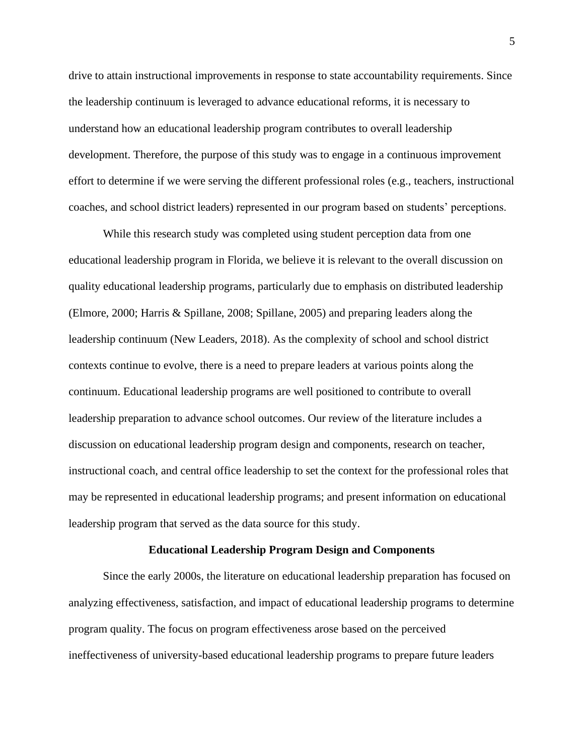drive to attain instructional improvements in response to state accountability requirements. Since the leadership continuum is leveraged to advance educational reforms, it is necessary to understand how an educational leadership program contributes to overall leadership development. Therefore, the purpose of this study was to engage in a continuous improvement effort to determine if we were serving the different professional roles (e.g., teachers, instructional coaches, and school district leaders) represented in our program based on students' perceptions.

While this research study was completed using student perception data from one educational leadership program in Florida, we believe it is relevant to the overall discussion on quality educational leadership programs, particularly due to emphasis on distributed leadership (Elmore, 2000; Harris & Spillane, 2008; Spillane, 2005) and preparing leaders along the leadership continuum (New Leaders, 2018). As the complexity of school and school district contexts continue to evolve, there is a need to prepare leaders at various points along the continuum. Educational leadership programs are well positioned to contribute to overall leadership preparation to advance school outcomes. Our review of the literature includes a discussion on educational leadership program design and components, research on teacher, instructional coach, and central office leadership to set the context for the professional roles that may be represented in educational leadership programs; and present information on educational leadership program that served as the data source for this study.

## Educational Leadership Program Design and Components

Since the early 2000s, the literature on educational leadership preparation has focused on analyzing effectiveness, satisfaction, and impact of educational leadership programs to determine program quality. The focus on program effectiveness arose based on the perceived ineffectiveness of university-based educational leadership programs to prepare future leaders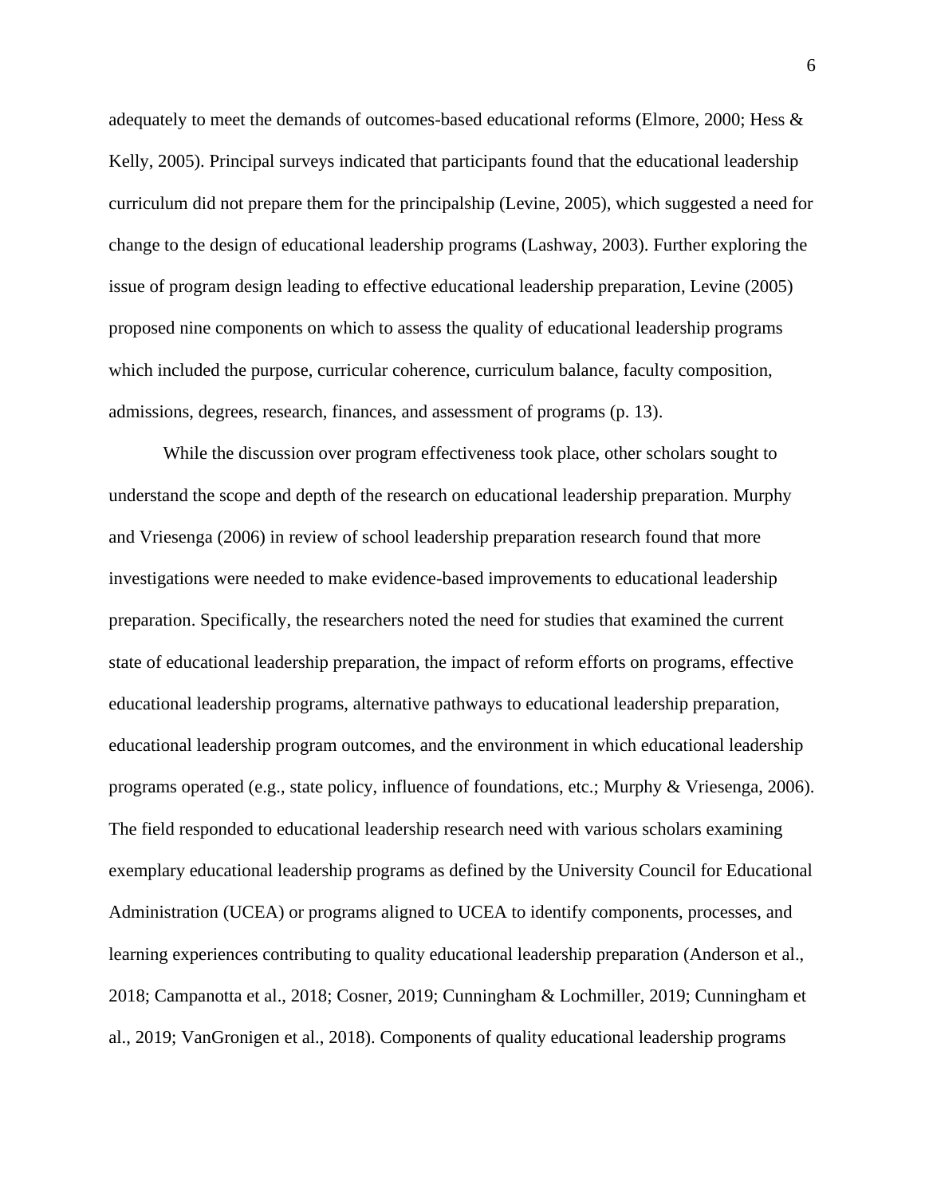adequately to meet the demands of outcomes-based educational reforms (Elmore, 2000; Hess & Kelly, 2005). Principal surveys indicated that participants found that the educational leadership curriculum did not prepare them for the principalship (Levine, 2005), which suggested a need for change to the design of educational leadership programs (Lashway, 2003). Further exploring the issue of program design leading to effective educational leadership preparation, Levine (2005) proposed nine components on which to assess the quality of educational leadership programs which included the purpose, curricular coherence, curriculum balance, faculty composition, admissions, degrees, research, finances, and assessment of programs (p. 13).

While the discussion over program effectiveness took place, other scholars sought to understand the scope and depth of the research on educational leadership preparation. Murphy and Vriesenga (2006) in review of school leadership preparation research found that more investigations were needed to make evidence-based improvements to educational leadership preparation. Specifically, the researchers noted the need for studies that examined the current state of educational leadership preparation, the impact of reform efforts on programs, effective educational leadership programs, alternative pathways to educational leadership preparation, educational leadership program outcomes, and the environment in which educational leadership programs operated (e.g., state policy, influence of foundations, etc.; Murphy & Vriesenga, 2006). The field responded to educational leadership research need with various scholars examining exemplary educational leadership programs as defined by the University Council for Educational Administration (UCEA) or programs aligned to UCEA to identify components, processes, and learning experiences contributing to quality educational leadership preparation (Anderson et al., 2018; Campanotta et al., 2018; Cosner, 2019; Cunningham & Lochmiller, 2019; Cunningham et al., 2019; VanGronigen et al., 2018). Components of quality educational leadership programs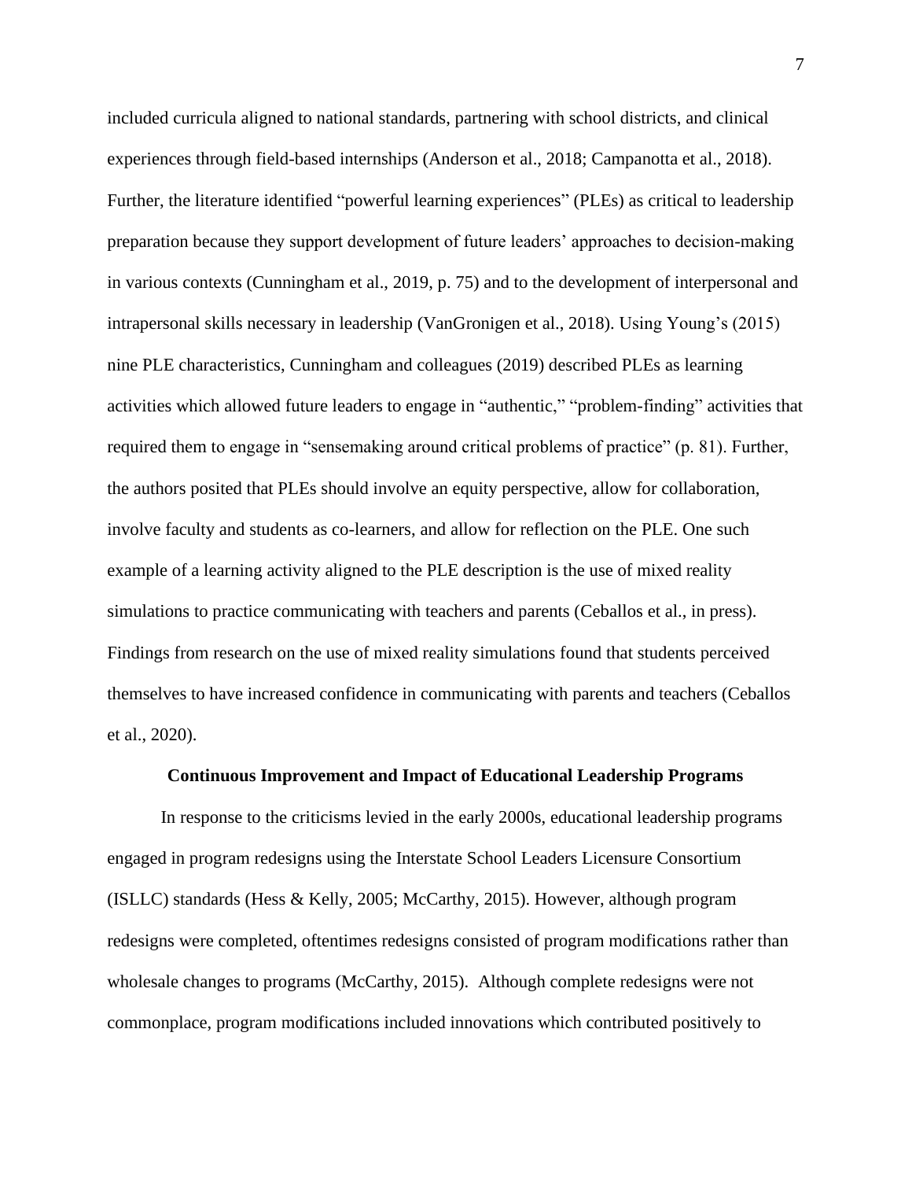included curricula aligned to national standards, partnering with school districts, and clinical experiences through field-based internships (Anderson et al., 2018; Campanotta et al., 2018). Further, the literature identified "powerful learning experiences" (PLEs) as critical to leadership preparation because they support development of future leaders' approaches to decision-making in various contexts (Cunningham et al., 2019, p. 75) and to the development of interpersonal and intrapersonal skills necessary in leadership (VanGronigen et al., 2018). Using Young's (2015) nine PLE characteristics, Cunningham and colleagues (2019) described PLEs as learning activities which allowed future leaders to engage in "authentic," "problem-finding" activities that required them to engage in "sensemaking around critical problems of practice" (p. 81). Further, the authors posited that PLEs should involve an equity perspective, allow for collaboration, involve faculty and students as co-learners, and allow for reflection on the PLE. One such example of a learning activity aligned to the PLE description is the use of mixed reality simulations to practice communicating with teachers and parents (Ceballos et al., in press). Findings from research on the use of mixed reality simulations found that students perceived themselves to have increased confidence in communicating with parents and teachers (Ceballos et al., 2020).

## Continuous Improvement and Impact of Educational Leadership Programs

In response to the criticisms levied in the early 2000s, educational leadership programs engaged in program redesigns using the Interstate School Leaders Licensure Consortium (ISLLC) standards (Hess & Kelly, 2005; McCarthy, 2015). However, although program redesigns were completed, oftentimes redesigns consisted of program modifications rather than wholesale changes to programs (McCarthy, 2015). Although complete redesigns were not commonplace, program modifications included innovations which contributed positively to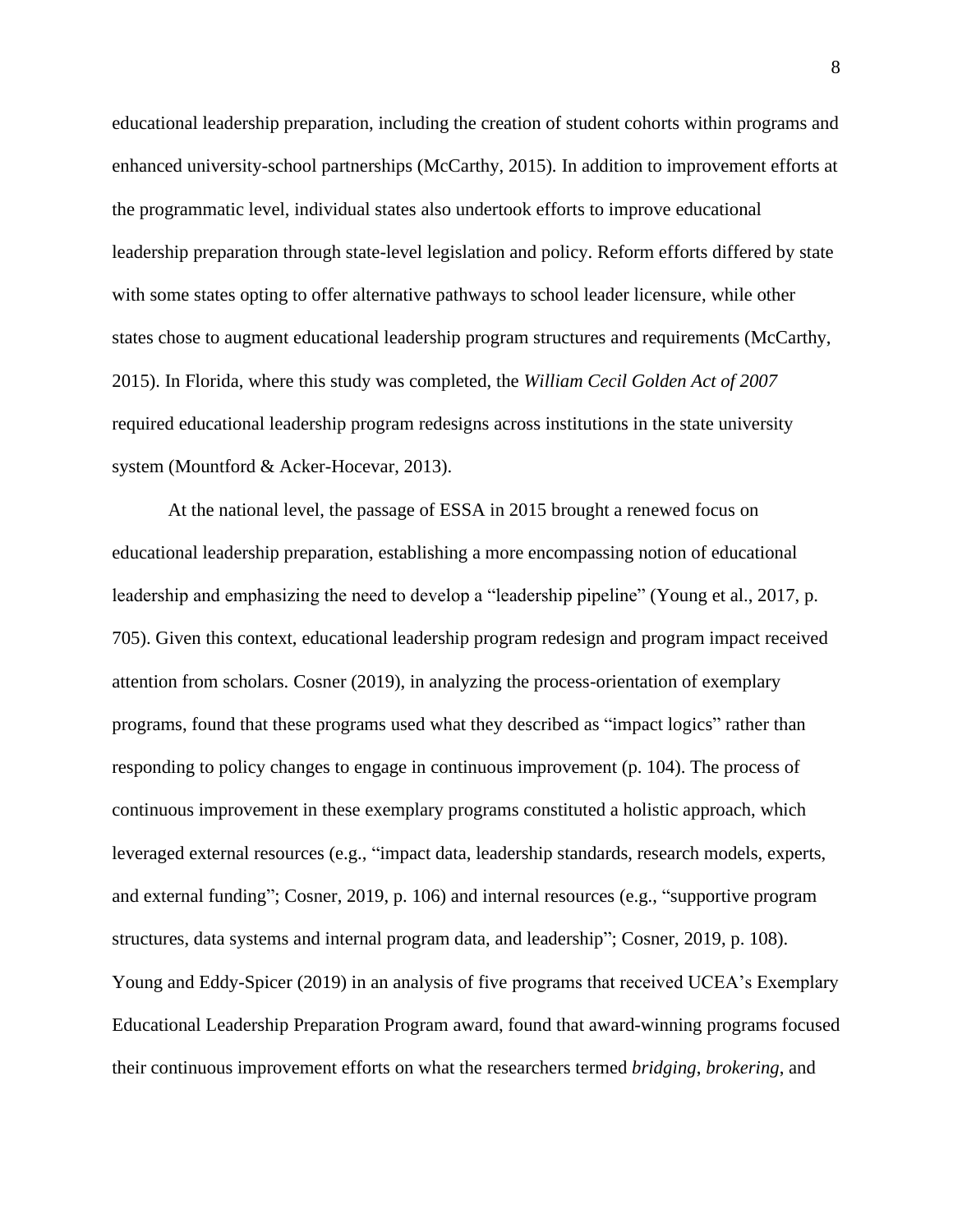educational leadership preparation, including the creation of student cohorts within programs and enhanced university-school partnerships (McCarthy, 2015). In addition to improvement efforts at the programmatic level, individual states also undertook efforts to improve educational leadership preparation through state-level legislation and policy. Reform efforts differed by state with some states opting to offer alternative pathways to school leader licensure, while other states chose to augment educational leadership program structures and requirements (McCarthy, 2015). In Florida, where this study was completed, the *William Cecil Golden Act of 2007* required educational leadership program redesigns across institutions in the state university system (Mountford & Acker-Hocevar, 2013).

At the national level, the passage of ESSA in 2015 brought a renewed focus on educational leadership preparation, establishing a more encompassing notion of educational leadership and emphasizing the need to develop a "leadership pipeline" (Young et al., 2017, p. 705). Given this context, educational leadership program redesign and program impact received attention from scholars. Cosner (2019), in analyzing the process-orientation of exemplary programs, found that these programs used what they described as "impact logics" rather than responding to policy changes to engage in continuous improvement (p. 104). The process of continuous improvement in these exemplary programs constituted a holistic approach, which leveraged external resources (e.g., "impact data, leadership standards, research models, experts, and external funding"; Cosner, 2019, p. 106) and internal resources (e.g., "supportive program structures, data systems and internal program data, and leadership"; Cosner, 2019, p. 108). Young and Eddy-Spicer (2019) in an analysis of five programs that received UCEA's Exemplary Educational Leadership Preparation Program award, found that award-winning programs focused their continuous improvement efforts on what the researchers termed *bridging*, *brokering*, and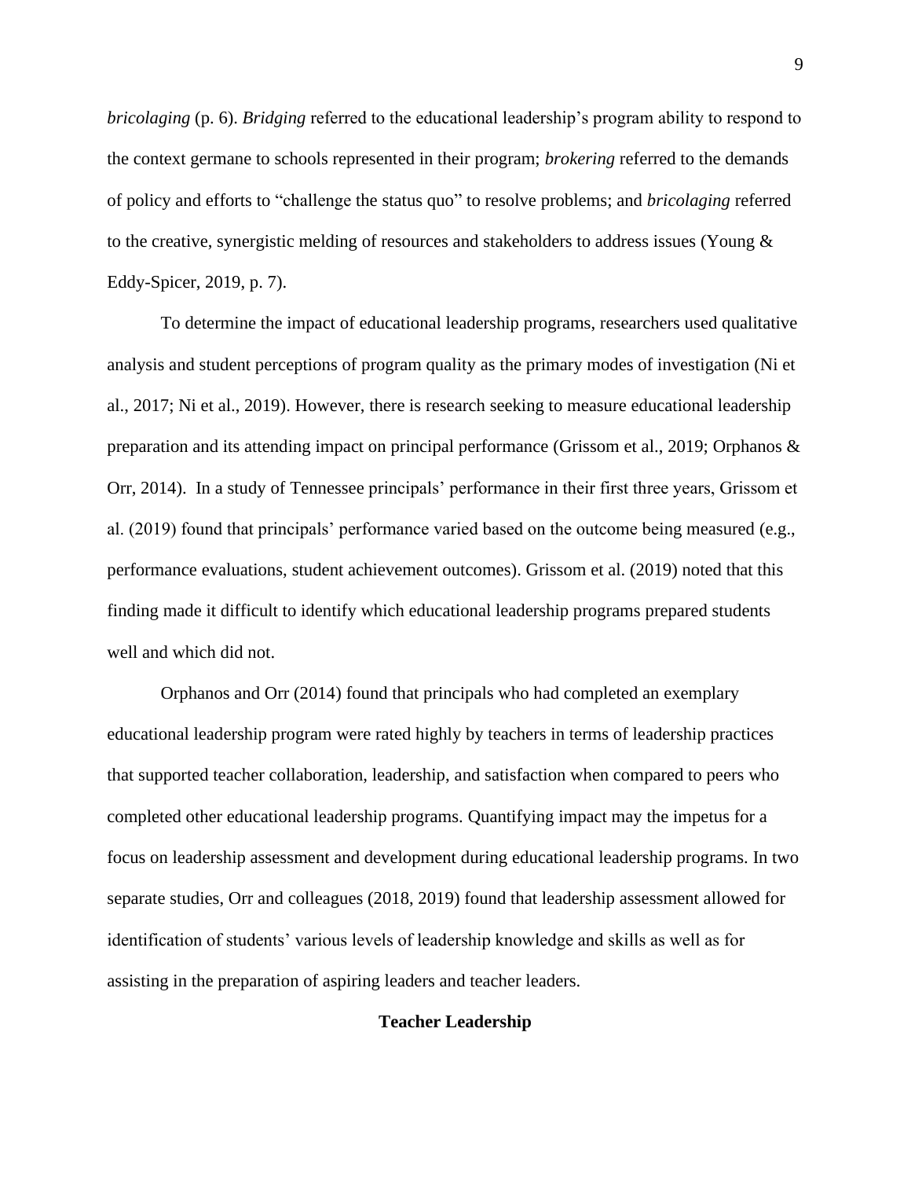*bricolaging* (p. 6). *Bridging* referred to the educational leadership's program ability to respond to the context germane to schools represented in their program; *brokering* referred to the demands of policy and efforts to "challenge the status quo" to resolve problems; and *bricolaging* referred to the creative, synergistic melding of resources and stakeholders to address issues (Young & Eddy-Spicer, 2019, p. 7).

To determine the impact of educational leadership programs, researchers used qualitative analysis and student perceptions of program quality as the primary modes of investigation (Ni et al., 2017; Ni et al., 2019). However, there is research seeking to measure educational leadership preparation and its attending impact on principal performance (Grissom et al., 2019; Orphanos & Orr, 2014). In a study of Tennessee principals' performance in their first three years, Grissom et al. (2019) found that principals' performance varied based on the outcome being measured (e.g., performance evaluations, student achievement outcomes). Grissom et al. (2019) noted that this finding made it difficult to identify which educational leadership programs prepared students well and which did not.

Orphanos and Orr (2014) found that principals who had completed an exemplary educational leadership program were rated highly by teachers in terms of leadership practices that supported teacher collaboration, leadership, and satisfaction when compared to peers who completed other educational leadership programs. Quantifying impact may the impetus for a focus on leadership assessment and development during educational leadership programs. In two separate studies, Orr and colleagues (2018, 2019) found that leadership assessment allowed for identification of students' various levels of leadership knowledge and skills as well as for assisting in the preparation of aspiring leaders and teacher leaders.

## Teacher Leadership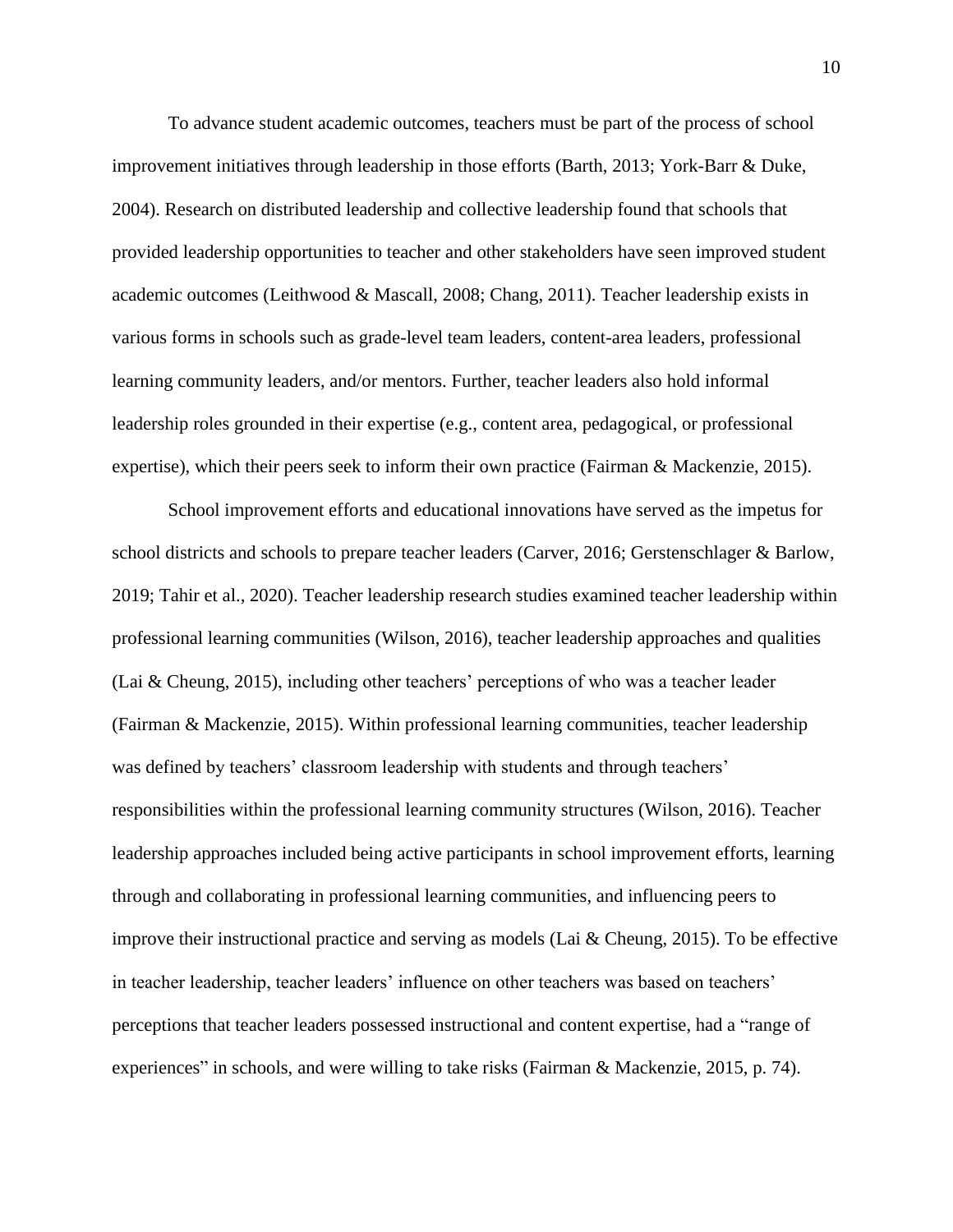To advance student academic outcomes, teachers must be part of the process of school improvement initiatives through leadership in those efforts (Barth, 2013; York-Barr & Duke, 2004). Research on distributed leadership and collective leadership found that schools that provided leadership opportunities to teacher and other stakeholders have seen improved student academic outcomes (Leithwood & Mascall, 2008; Chang, 2011). Teacher leadership exists in various forms in schools such as grade-level team leaders, content-area leaders, professional learning community leaders, and/or mentors. Further, teacher leaders also hold informal leadership roles grounded in their expertise (e.g., content area, pedagogical, or professional expertise), which their peers seek to inform their own practice (Fairman & Mackenzie, 2015).

School improvement efforts and educational innovations have served as the impetus for school districts and schools to prepare teacher leaders (Carver, 2016; Gerstenschlager & Barlow, 2019; Tahir et al., 2020). Teacher leadership research studies examined teacher leadership within professional learning communities (Wilson, 2016), teacher leadership approaches and qualities (Lai & Cheung, 2015), including other teachers' perceptions of who was a teacher leader (Fairman & Mackenzie, 2015). Within professional learning communities, teacher leadership was defined by teachers' classroom leadership with students and through teachers' responsibilities within the professional learning community structures (Wilson, 2016). Teacher leadership approaches included being active participants in school improvement efforts, learning through and collaborating in professional learning communities, and influencing peers to improve their instructional practice and serving as models (Lai & Cheung, 2015). To be effective in teacher leadership, teacher leaders' influence on other teachers was based on teachers' perceptions that teacher leaders possessed instructional and content expertise, had a "range of experiences" in schools, and were willing to take risks (Fairman & Mackenzie, 2015, p. 74).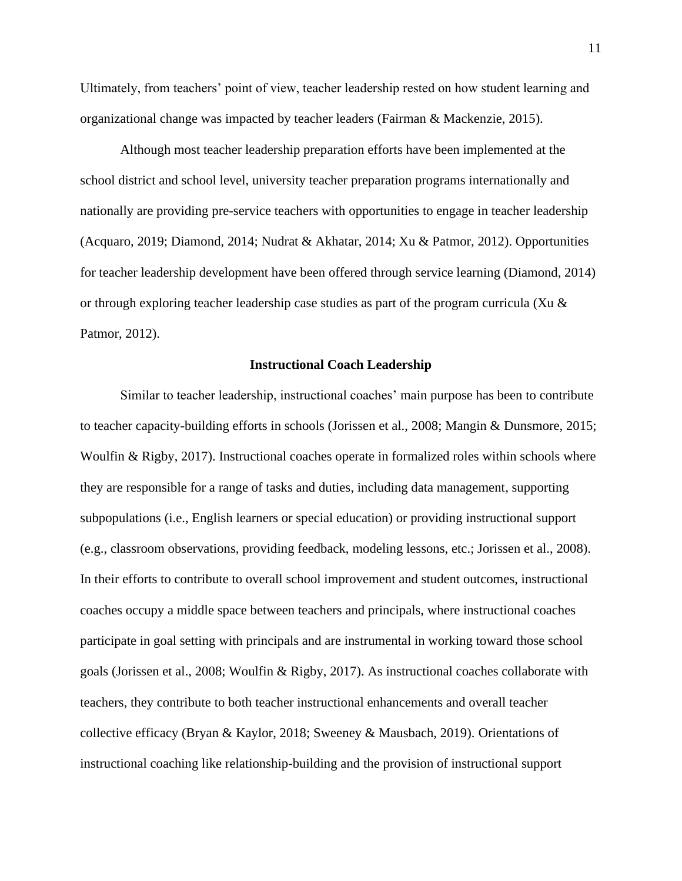Ultimately, from teachers' point of view, teacher leadership rested on how student learning and organizational change was impacted by teacher leaders (Fairman & Mackenzie, 2015).

Although most teacher leadership preparation efforts have been implemented at the school district and school level, university teacher preparation programs internationally and nationally are providing pre-service teachers with opportunities to engage in teacher leadership (Acquaro, 2019; Diamond, 2014; Nudrat & Akhatar, 2014; Xu & Patmor, 2012). Opportunities for teacher leadership development have been offered through service learning (Diamond, 2014) or through exploring teacher leadership case studies as part of the program curricula (Xu & Patmor, 2012).

## Instructional Coach Leadership

Similar to teacher leadership, instructional coaches' main purpose has been to contribute to teacher capacity-building efforts in schools (Jorissen et al., 2008; Mangin & Dunsmore, 2015; Woulfin & Rigby, 2017). Instructional coaches operate in formalized roles within schools where they are responsible for a range of tasks and duties, including data management, supporting subpopulations (i.e., English learners or special education) or providing instructional support (e.g., classroom observations, providing feedback, modeling lessons, etc.; Jorissen et al., 2008). In their efforts to contribute to overall school improvement and student outcomes, instructional coaches occupy a middle space between teachers and principals, where instructional coaches participate in goal setting with principals and are instrumental in working toward those school goals (Jorissen et al., 2008; Woulfin & Rigby, 2017). As instructional coaches collaborate with teachers, they contribute to both teacher instructional enhancements and overall teacher collective efficacy (Bryan & Kaylor, 2018; Sweeney & Mausbach, 2019). Orientations of instructional coaching like relationship-building and the provision of instructional support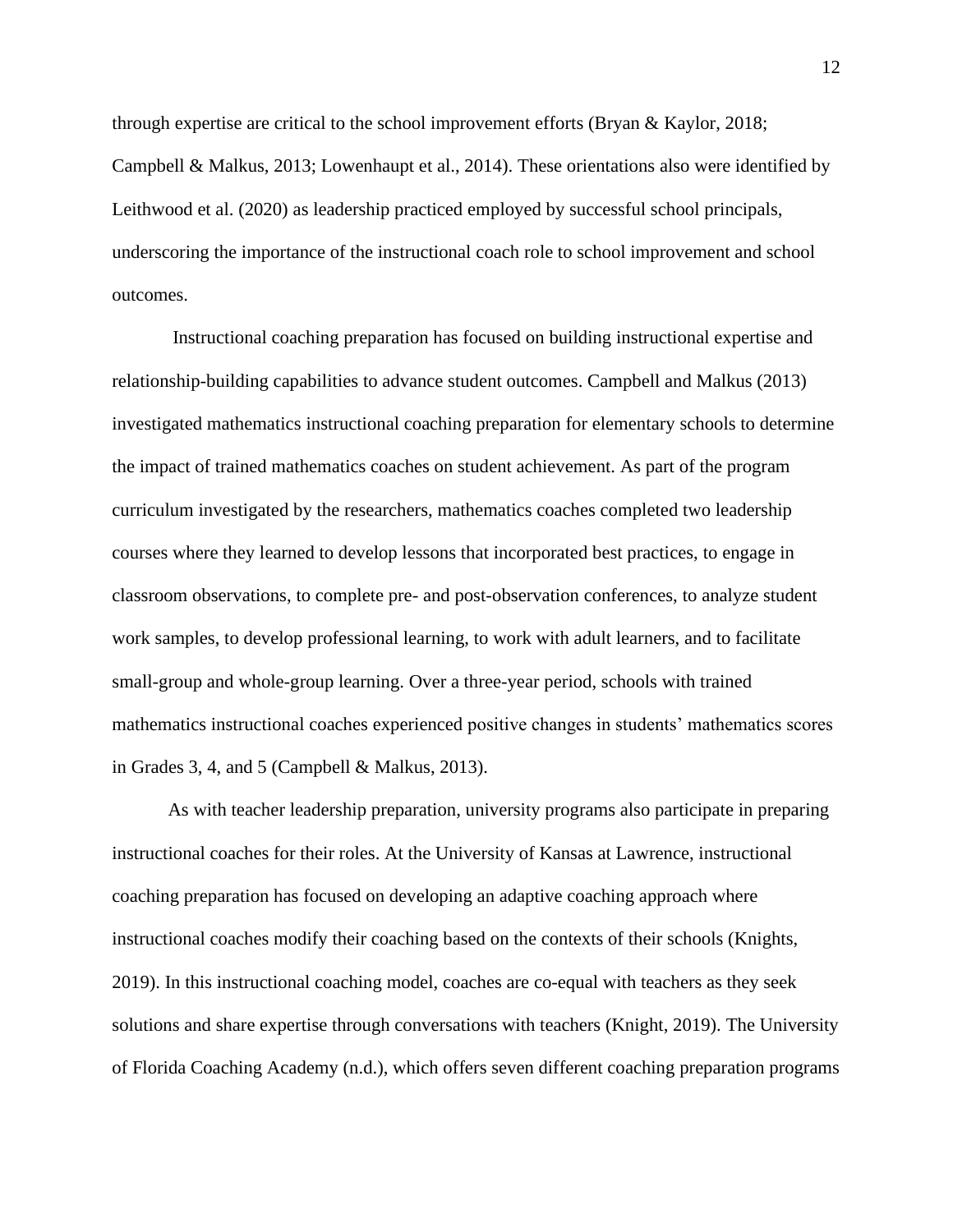through expertise are critical to the school improvement efforts (Bryan & Kaylor, 2018; Campbell & Malkus, 2013; Lowenhaupt et al., 2014). These orientations also were identified by Leithwood et al. (2020) as leadership practiced employed by successful school principals, underscoring the importance of the instructional coach role to school improvement and school outcomes.

Instructional coaching preparation has focused on building instructional expertise and relationship-building capabilities to advance student outcomes. Campbell and Malkus (2013) investigated mathematics instructional coaching preparation for elementary schools to determine the impact of trained mathematics coaches on student achievement. As part of the program curriculum investigated by the researchers, mathematics coaches completed two leadership courses where they learned to develop lessons that incorporated best practices, to engage in classroom observations, to complete pre- and post-observation conferences, to analyze student work samples, to develop professional learning, to work with adult learners, and to facilitate small-group and whole-group learning. Over a three-year period, schools with trained mathematics instructional coaches experienced positive changes in students' mathematics scores in Grades 3, 4, and 5 (Campbell & Malkus, 2013).

As with teacher leadership preparation, university programs also participate in preparing instructional coaches for their roles. At the University of Kansas at Lawrence, instructional coaching preparation has focused on developing an adaptive coaching approach where instructional coaches modify their coaching based on the contexts of their schools (Knights, 2019). In this instructional coaching model, coaches are co-equal with teachers as they seek solutions and share expertise through conversations with teachers (Knight, 2019). The University of Florida Coaching Academy (n.d.), which offers seven different coaching preparation programs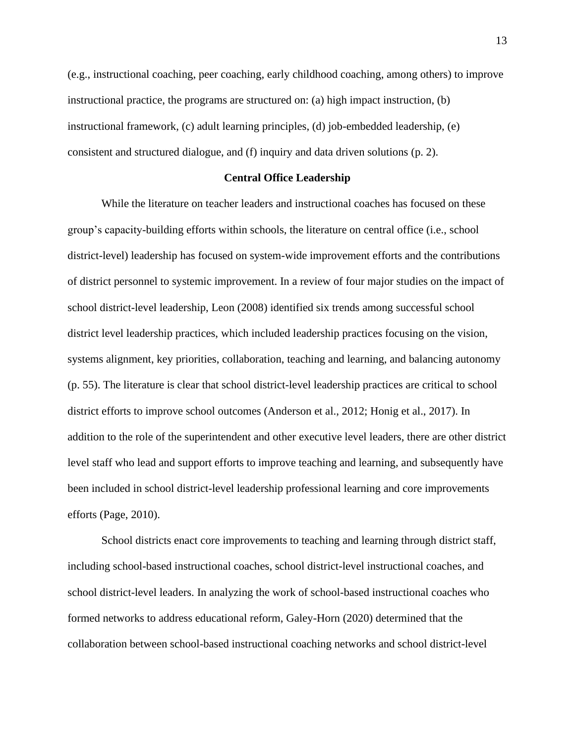(e.g., instructional coaching, peer coaching, early childhood coaching, among others) to improve instructional practice, the programs are structured on: (a) high impact instruction, (b) instructional framework, (c) adult learning principles, (d) job-embedded leadership, (e) consistent and structured dialogue, and (f) inquiry and data driven solutions (p. 2).

## Central Office Leadership

While the literature on teacher leaders and instructional coaches has focused on these group's capacity-building efforts within schools, the literature on central office (i.e., school district-level) leadership has focused on system-wide improvement efforts and the contributions of district personnel to systemic improvement. In a review of four major studies on the impact of school district-level leadership, Leon (2008) identified six trends among successful school district level leadership practices, which included leadership practices focusing on the vision, systems alignment, key priorities, collaboration, teaching and learning, and balancing autonomy (p. 55). The literature is clear that school district-level leadership practices are critical to school district efforts to improve school outcomes (Anderson et al., 2012; Honig et al., 2017). In addition to the role of the superintendent and other executive level leaders, there are other district level staff who lead and support efforts to improve teaching and learning, and subsequently have been included in school district-level leadership professional learning and core improvements efforts (Page, 2010).

School districts enact core improvements to teaching and learning through district staff, including school-based instructional coaches, school district-level instructional coaches, and school district-level leaders. In analyzing the work of school-based instructional coaches who formed networks to address educational reform, Galey-Horn (2020) determined that the collaboration between school-based instructional coaching networks and school district-level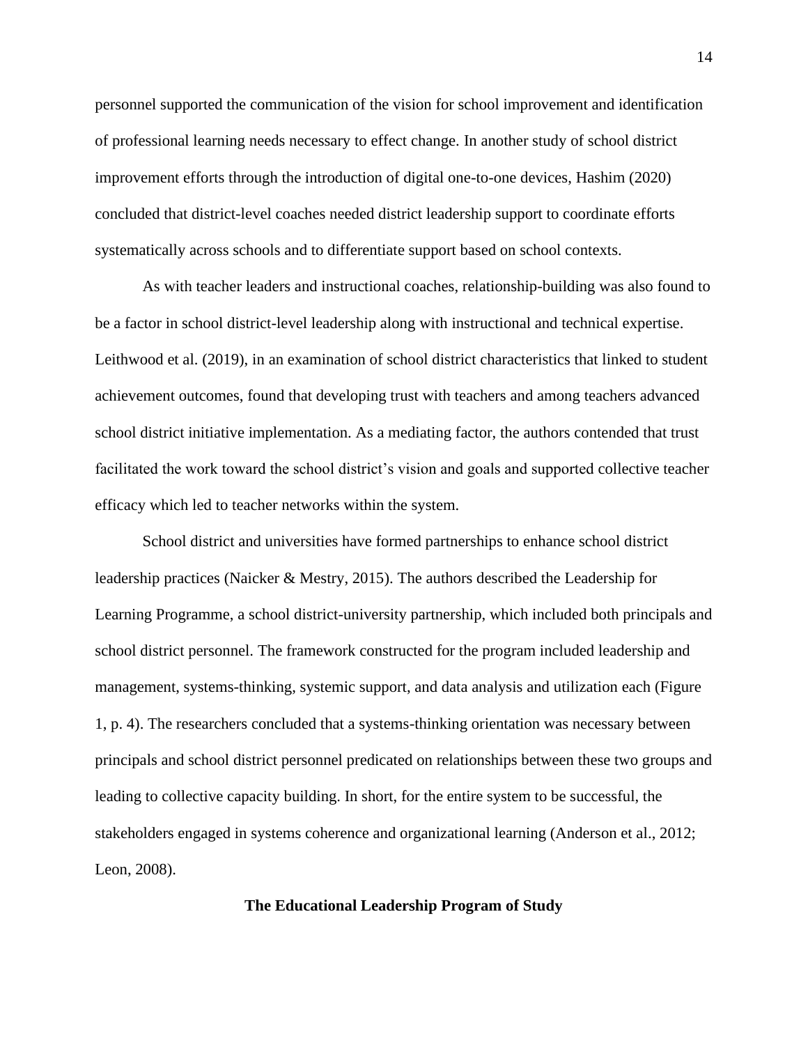personnel supported the communication of the vision for school improvement and identification of professional learning needs necessary to effect change. In another study of school district improvement efforts through the introduction of digital one-to-one devices, Hashim (2020) concluded that district-level coaches needed district leadership support to coordinate efforts systematically across schools and to differentiate support based on school contexts.

As with teacher leaders and instructional coaches, relationship-building was also found to be a factor in school district-level leadership along with instructional and technical expertise. Leithwood et al. (2019), in an examination of school district characteristics that linked to student achievement outcomes, found that developing trust with teachers and among teachers advanced school district initiative implementation. As a mediating factor, the authors contended that trust facilitated the work toward the school district's vision and goals and supported collective teacher efficacy which led to teacher networks within the system.

School district and universities have formed partnerships to enhance school district leadership practices (Naicker & Mestry, 2015). The authors described the Leadership for Learning Programme, a school district-university partnership, which included both principals and school district personnel. The framework constructed for the program included leadership and management, systems-thinking, systemic support, and data analysis and utilization each (Figure 1, p. 4). The researchers concluded that a systems-thinking orientation was necessary between principals and school district personnel predicated on relationships between these two groups and leading to collective capacity building. In short, for the entire system to be successful, the stakeholders engaged in systems coherence and organizational learning (Anderson et al., 2012; Leon, 2008).

## The Educational Leadership Program of Study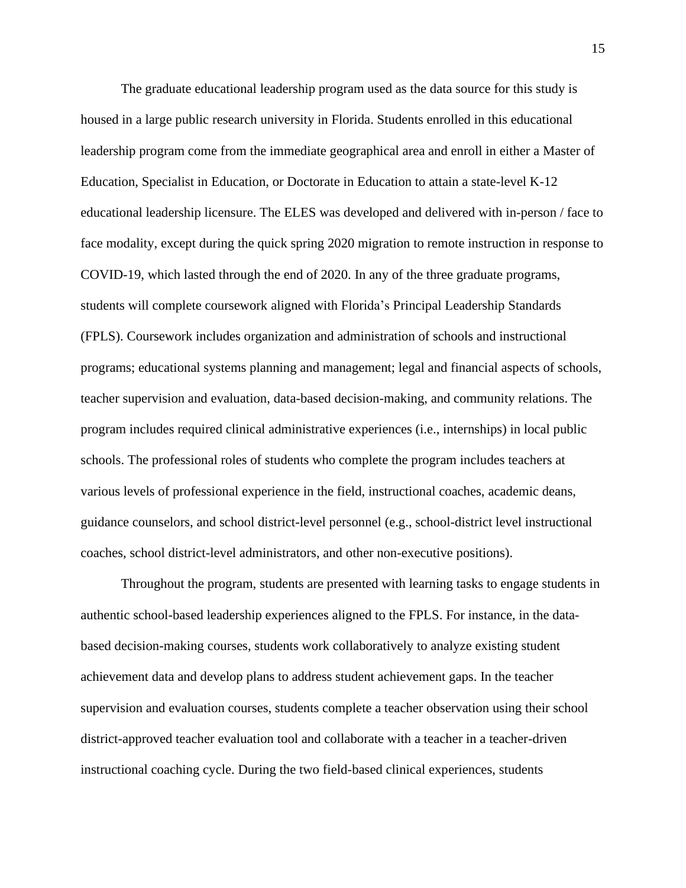The graduate educational leadership program used as the data source for this study is housed in a large public research university in Florida. Students enrolled in this educational leadership program come from the immediate geographical area and enroll in either a Master of Education, Specialist in Education, or Doctorate in Education to attain a state-level K-12 educational leadership licensure. The ELES was developed and delivered with in-person / face to face modality, except during the quick spring 2020 migration to remote instruction in response to COVID-19, which lasted through the end of 2020. In any of the three graduate programs, students will complete coursework aligned with Florida's Principal Leadership Standards (FPLS). Coursework includes organization and administration of schools and instructional programs; educational systems planning and management; legal and financial aspects of schools, teacher supervision and evaluation, data-based decision-making, and community relations. The program includes required clinical administrative experiences (i.e., internships) in local public schools. The professional roles of students who complete the program includes teachers at various levels of professional experience in the field, instructional coaches, academic deans, guidance counselors, and school district-level personnel (e.g., school-district level instructional coaches, school district-level administrators, and other non-executive positions).

Throughout the program, students are presented with learning tasks to engage students in authentic school-based leadership experiences aligned to the FPLS. For instance, in the data-based decision-making courses, students work collaboratively to analyze existing student achievement data and develop plans to address student achievement gaps. In the teacher supervision and evaluation courses, students complete a teacher observation using their school district-approved teacher evaluation tool and collaborate with a teacher in a teacher-driven instructional coaching cycle. During the two field-based clinical experiences, students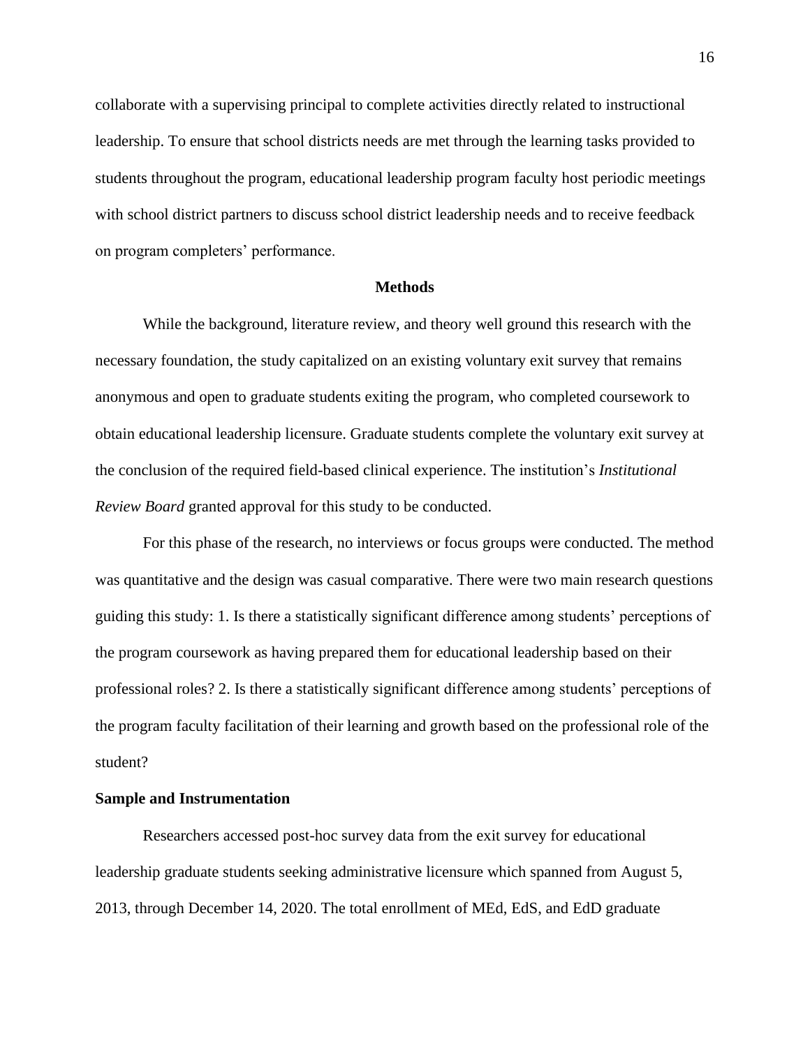collaborate with a supervising principal to complete activities directly related to instructional leadership. To ensure that school districts needs are met through the learning tasks provided to students throughout the program, educational leadership program faculty host periodic meetings with school district partners to discuss school district leadership needs and to receive feedback on program completers' performance.

## Methods

While the background, literature review, and theory well ground this research with the necessary foundation, the study capitalized on an existing voluntary exit survey that remains anonymous and open to graduate students exiting the program, who completed coursework to obtain educational leadership licensure. Graduate students complete the voluntary exit survey at the conclusion of the required field-based clinical experience. The institution's *Institutional Review Board* granted approval for this study to be conducted.

For this phase of the research, no interviews or focus groups were conducted. The method was quantitative and the design was casual comparative. There were two main research questions guiding this study: 1. Is there a statistically significant difference among students' perceptions of the program coursework as having prepared them for educational leadership based on their professional roles? 2. Is there a statistically significant difference among students' perceptions of the program faculty facilitation of their learning and growth based on the professional role of the student?

### Sample and Instrumentation

Researchers accessed post-hoc survey data from the exit survey for educational leadership graduate students seeking administrative licensure which spanned from August 5, 2013, through December 14, 2020. The total enrollment of MEd, EdS, and EdD graduate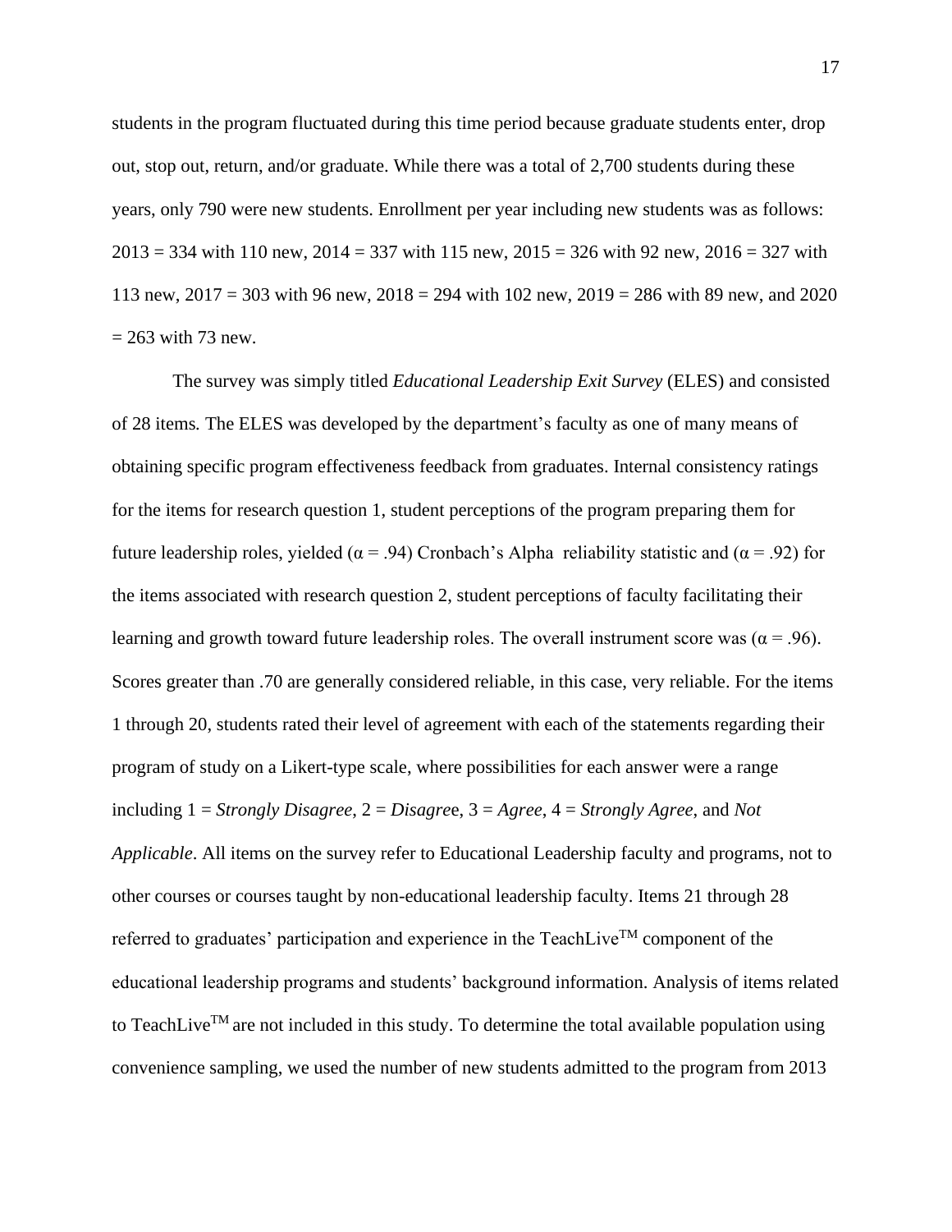students in the program fluctuated during this time period because graduate students enter, drop out, stop out, return, and/or graduate. While there was a total of 2,700 students during these years, only 790 were new students. Enrollment per year including new students was as follows: 2013 = 334 with 110 new, 2014 = 337 with 115 new, 2015 = 326 with 92 new, 2016 = 327 with 113 new, 2017 = 303 with 96 new, 2018 = 294 with 102 new, 2019 = 286 with 89 new, and 2020 = 263 with 73 new.

The survey was simply titled *Educational Leadership Exit Survey* (ELES) and consisted of 28 items. The ELES was developed by the department's faculty as one of many means of obtaining specific program effectiveness feedback from graduates. Internal consistency ratings for the items for research question 1, student perceptions of the program preparing them for future leadership roles, yielded ($\alpha = .94$) Cronbach's Alpha reliability statistic and ($\alpha = .92$) for the items associated with research question 2, student perceptions of faculty facilitating their learning and growth toward future leadership roles. The overall instrument score was ($\alpha = .96$). Scores greater than .70 are generally considered reliable, in this case, very reliable. For the items 1 through 20, students rated their level of agreement with each of the statements regarding their program of study on a Likert-type scale, where possibilities for each answer were a range including 1 = *Strongly Disagree*, 2 = *Disagree*, 3 = *Agree*, 4 = *Strongly Agree*, and *Not Applicable*. All items on the survey refer to Educational Leadership faculty and programs, not to other courses or courses taught by non-educational leadership faculty. Items 21 through 28 referred to graduates' participation and experience in the TeachLive™ component of the educational leadership programs and students' background information. Analysis of items related to TeachLive™ are not included in this study. To determine the total available population using convenience sampling, we used the number of new students admitted to the program from 2013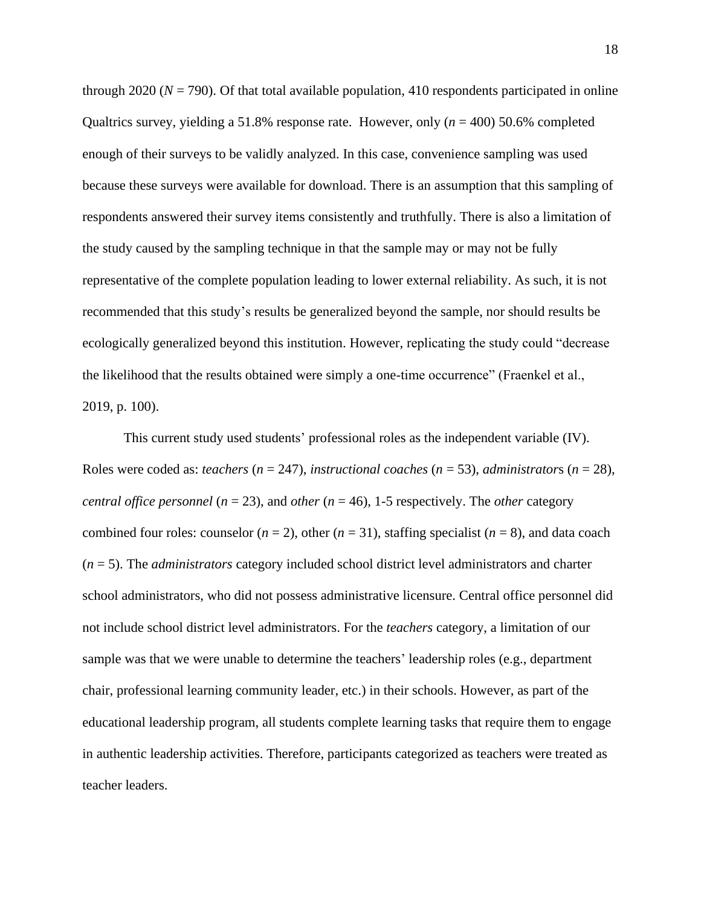through 2020 ($N$ = 790). Of that total available population, 410 respondents participated in online Qualtrics survey, yielding a 51.8% response rate. However, only ($n$ = 400) 50.6% completed enough of their surveys to be validly analyzed. In this case, convenience sampling was used because these surveys were available for download. There is an assumption that this sampling of respondents answered their survey items consistently and truthfully. There is also a limitation of the study caused by the sampling technique in that the sample may or may not be fully representative of the complete population leading to lower external reliability. As such, it is not recommended that this study's results be generalized beyond the sample, nor should results be ecologically generalized beyond this institution. However, replicating the study could "decrease the likelihood that the results obtained were simply a one-time occurrence" (Fraenkel et al., 2019, p. 100).

This current study used students' professional roles as the independent variable (IV). Roles were coded as: *teachers* ($n$ = 247), *instructional coaches* ($n$ = 53), *administrator*s ($n$ = 28), *central office personnel* ($n$ = 23), and *other* ($n$ = 46), 1-5 respectively. The *other* category combined four roles: counselor ($n$ = 2), other ($n$ = 31), staffing specialist ($n$ = 8), and data coach ($n$ = 5). The *administrators* category included school district level administrators and charter school administrators, who did not possess administrative licensure. Central office personnel did not include school district level administrators. For the *teachers* category, a limitation of our sample was that we were unable to determine the teachers' leadership roles (e.g., department chair, professional learning community leader, etc.) in their schools. However, as part of the educational leadership program, all students complete learning tasks that require them to engage in authentic leadership activities. Therefore, participants categorized as teachers were treated as teacher leaders.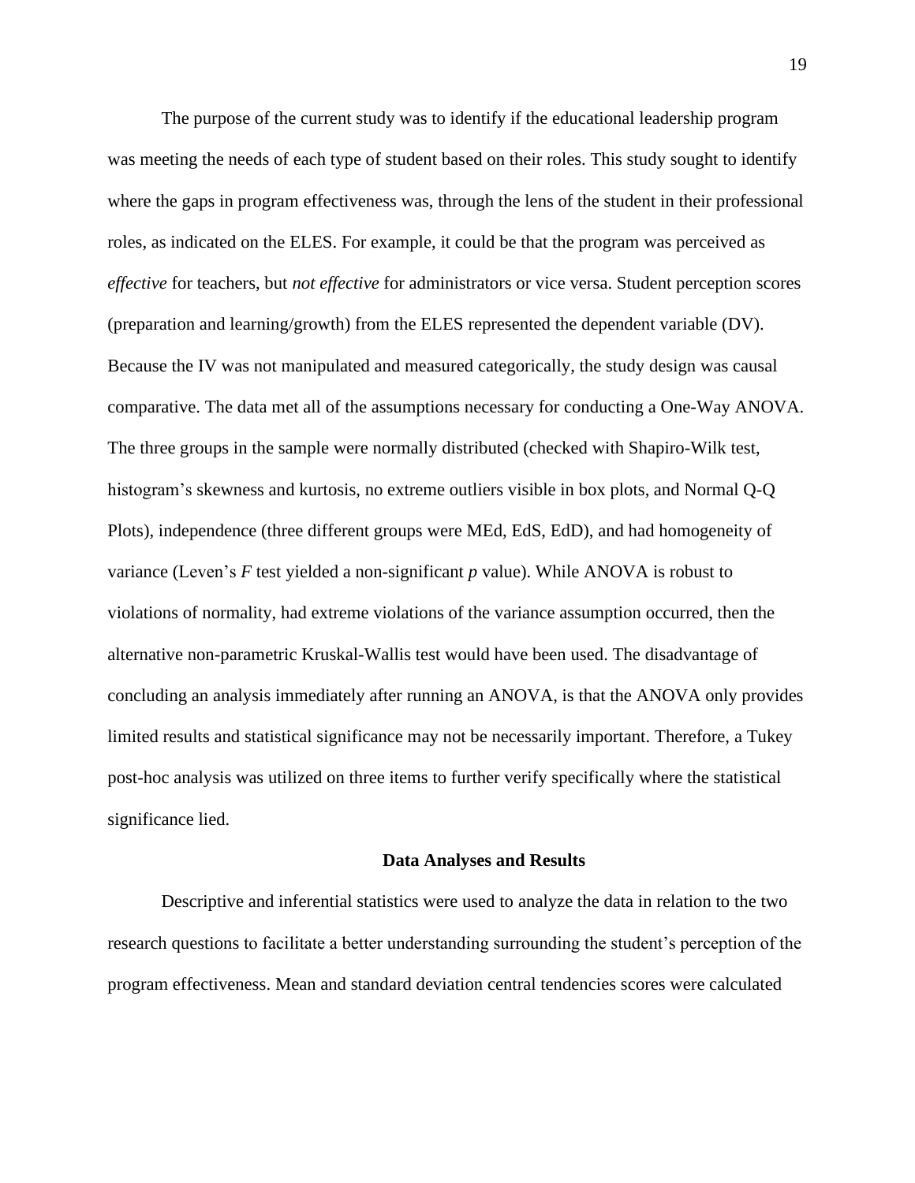The purpose of the current study was to identify if the educational leadership program was meeting the needs of each type of student based on their roles. This study sought to identify where the gaps in program effectiveness was, through the lens of the student in their professional roles, as indicated on the ELES. For example, it could be that the program was perceived as *effective* for teachers, but *not effective* for administrators or vice versa. Student perception scores (preparation and learning/growth) from the ELES represented the dependent variable (DV). Because the IV was not manipulated and measured categorically, the study design was causal comparative. The data met all of the assumptions necessary for conducting a One-Way ANOVA. The three groups in the sample were normally distributed (checked with Shapiro-Wilk test, histogram's skewness and kurtosis, no extreme outliers visible in box plots, and Normal Q-Q Plots), independence (three different groups were MEd, EdS, EdD), and had homogeneity of variance (Leven's $F$ test yielded a non-significant $p$ value). While ANOVA is robust to violations of normality, had extreme violations of the variance assumption occurred, then the alternative non-parametric Kruskal-Wallis test would have been used. The disadvantage of concluding an analysis immediately after running an ANOVA, is that the ANOVA only provides limited results and statistical significance may not be necessarily important. Therefore, a Tukey post-hoc analysis was utilized on three items to further verify specifically where the statistical significance lied.

## Data Analyses and Results

Descriptive and inferential statistics were used to analyze the data in relation to the two research questions to facilitate a better understanding surrounding the student's perception of the program effectiveness. Mean and standard deviation central tendencies scores were calculated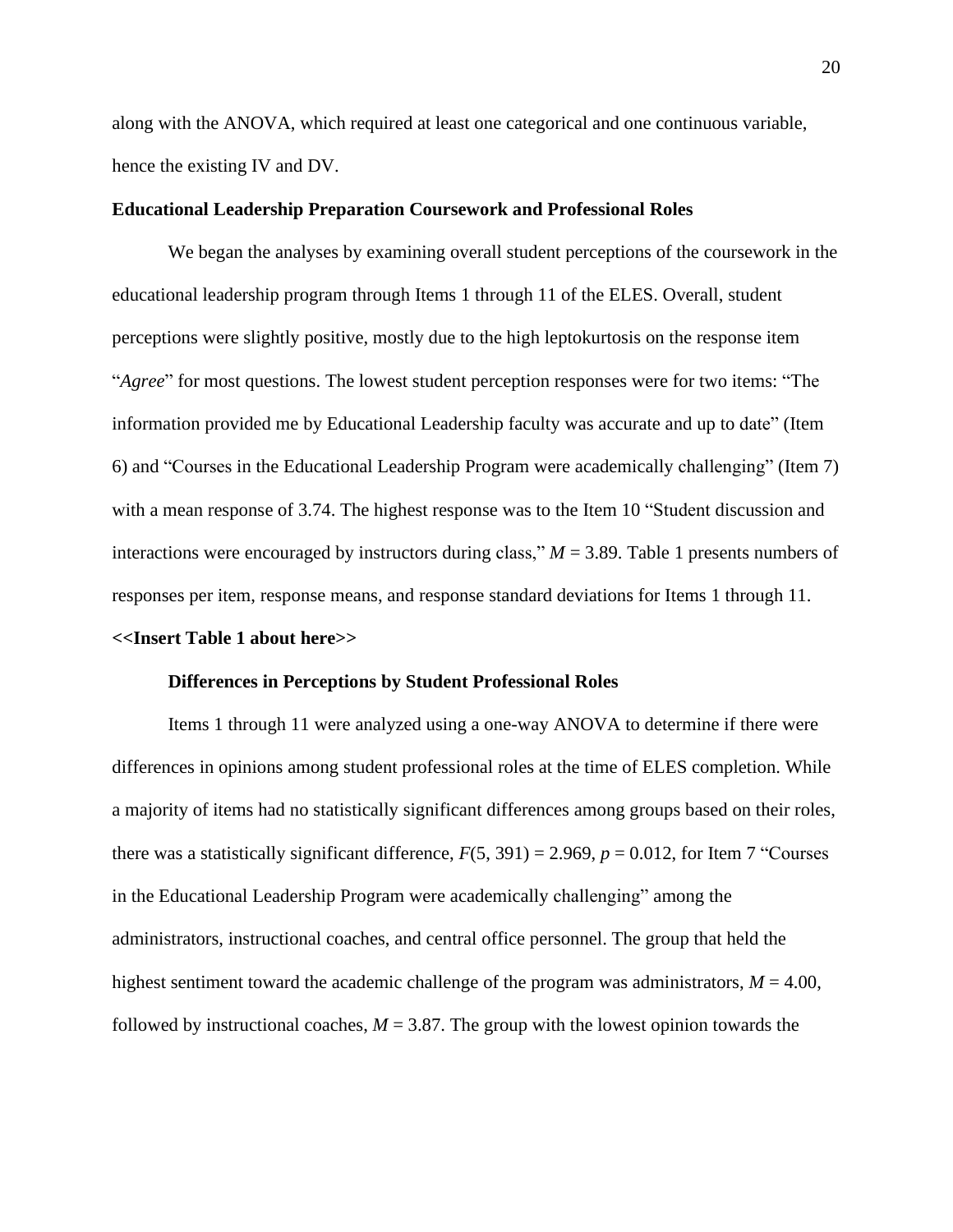along with the ANOVA, which required at least one categorical and one continuous variable, hence the existing IV and DV.

**Educational Leadership Preparation Coursework and Professional Roles**

We began the analyses by examining overall student perceptions of the coursework in the educational leadership program through Items 1 through 11 of the ELES. Overall, student perceptions were slightly positive, mostly due to the high leptokurtosis on the response item "*Agree*" for most questions. The lowest student perception responses were for two items: "The information provided me by Educational Leadership faculty was accurate and up to date" (Item 6) and "Courses in the Educational Leadership Program were academically challenging" (Item 7) with a mean response of 3.74. The highest response was to the Item 10 "Student discussion and interactions were encouraged by instructors during class," $M = 3.89$. Table 1 presents numbers of responses per item, response means, and response standard deviations for Items 1 through 11.

**<<Insert Table 1 about here>>**

**Differences in Perceptions by Student Professional Roles**

Items 1 through 11 were analyzed using a one-way ANOVA to determine if there were differences in opinions among student professional roles at the time of ELES completion. While a majority of items had no statistically significant differences among groups based on their roles, there was a statistically significant difference, $F(5, 391) = 2.969$, $p = 0.012$, for Item 7 "Courses in the Educational Leadership Program were academically challenging" among the administrators, instructional coaches, and central office personnel. The group that held the highest sentiment toward the academic challenge of the program was administrators, $M = 4.00$, followed by instructional coaches, $M = 3.87$. The group with the lowest opinion towards the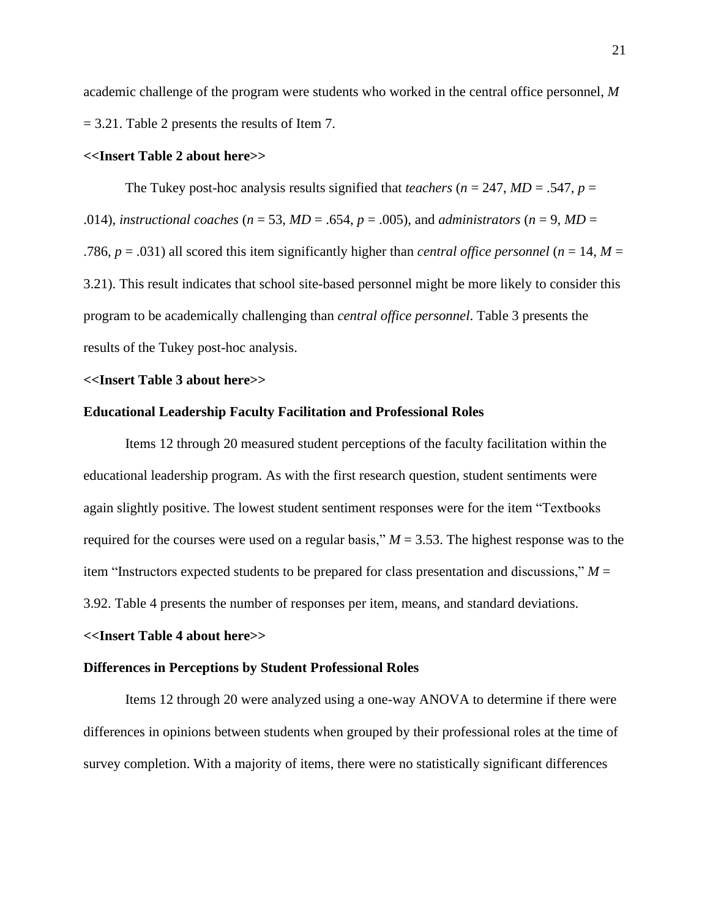academic challenge of the program were students who worked in the central office personnel, $M = 3.21$. Table 2 presents the results of Item 7.

**<<Insert Table 2 about here>>**

The Tukey post-hoc analysis results signified that *teachers* ($n = 247$, $MD = .547$, $p = .014$), *instructional coaches* ($n = 53$, $MD = .654$, $p = .005$), and *administrators* ($n = 9$, $MD = .786$, $p = .031$) all scored this item significantly higher than *central office personnel* ($n = 14$, $M = 3.21$). This result indicates that school site-based personnel might be more likely to consider this program to be academically challenging than *central office personnel*. Table 3 presents the results of the Tukey post-hoc analysis.

**<<Insert Table 3 about here>>**

**Educational Leadership Faculty Facilitation and Professional Roles**

Items 12 through 20 measured student perceptions of the faculty facilitation within the educational leadership program. As with the first research question, student sentiments were again slightly positive. The lowest student sentiment responses were for the item "Textbooks required for the courses were used on a regular basis," $M = 3.53$. The highest response was to the item "Instructors expected students to be prepared for class presentation and discussions," $M = 3.92$. Table 4 presents the number of responses per item, means, and standard deviations.

**<<Insert Table 4 about here>>**

**Differences in Perceptions by Student Professional Roles**

Items 12 through 20 were analyzed using a one-way ANOVA to determine if there were differences in opinions between students when grouped by their professional roles at the time of survey completion. With a majority of items, there were no statistically significant differences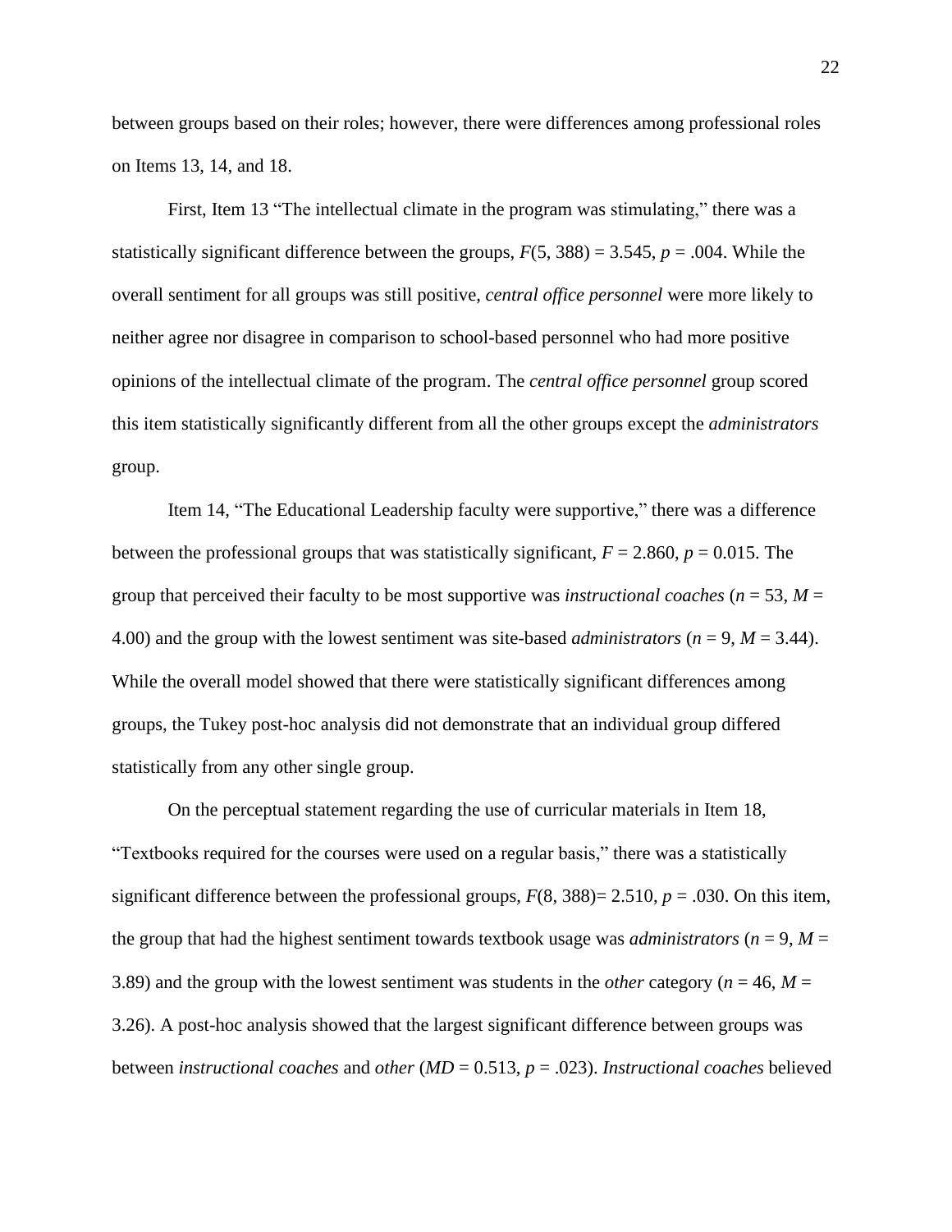between groups based on their roles; however, there were differences among professional roles on Items 13, 14, and 18.

First, Item 13 “The intellectual climate in the program was stimulating,” there was a statistically significant difference between the groups, $F(5, 388) = 3.545$, $p = .004$. While the overall sentiment for all groups was still positive, *central office personnel* were more likely to neither agree nor disagree in comparison to school-based personnel who had more positive opinions of the intellectual climate of the program. The *central office personnel* group scored this item statistically significantly different from all the other groups except the *administrators* group.

Item 14, “The Educational Leadership faculty were supportive,” there was a difference between the professional groups that was statistically significant, $F = 2.860$, $p = 0.015$. The group that perceived their faculty to be most supportive was *instructional coaches* ($n = 53$, $M = 4.00$) and the group with the lowest sentiment was site-based *administrators* ($n = 9$, $M = 3.44$). While the overall model showed that there were statistically significant differences among groups, the Tukey post-hoc analysis did not demonstrate that an individual group differed statistically from any other single group.

On the perceptual statement regarding the use of curricular materials in Item 18, “Textbooks required for the courses were used on a regular basis,” there was a statistically significant difference between the professional groups, $F(8, 388)= 2.510$, $p = .030$. On this item, the group that had the highest sentiment towards textbook usage was *administrators* ($n = 9$, $M = 3.89$) and the group with the lowest sentiment was students in the *other* category ($n = 46$, $M = 3.26$). A post-hoc analysis showed that the largest significant difference between groups was between *instructional coaches* and *other* ($MD = 0.513$, $p = .023$). *Instructional coaches* believed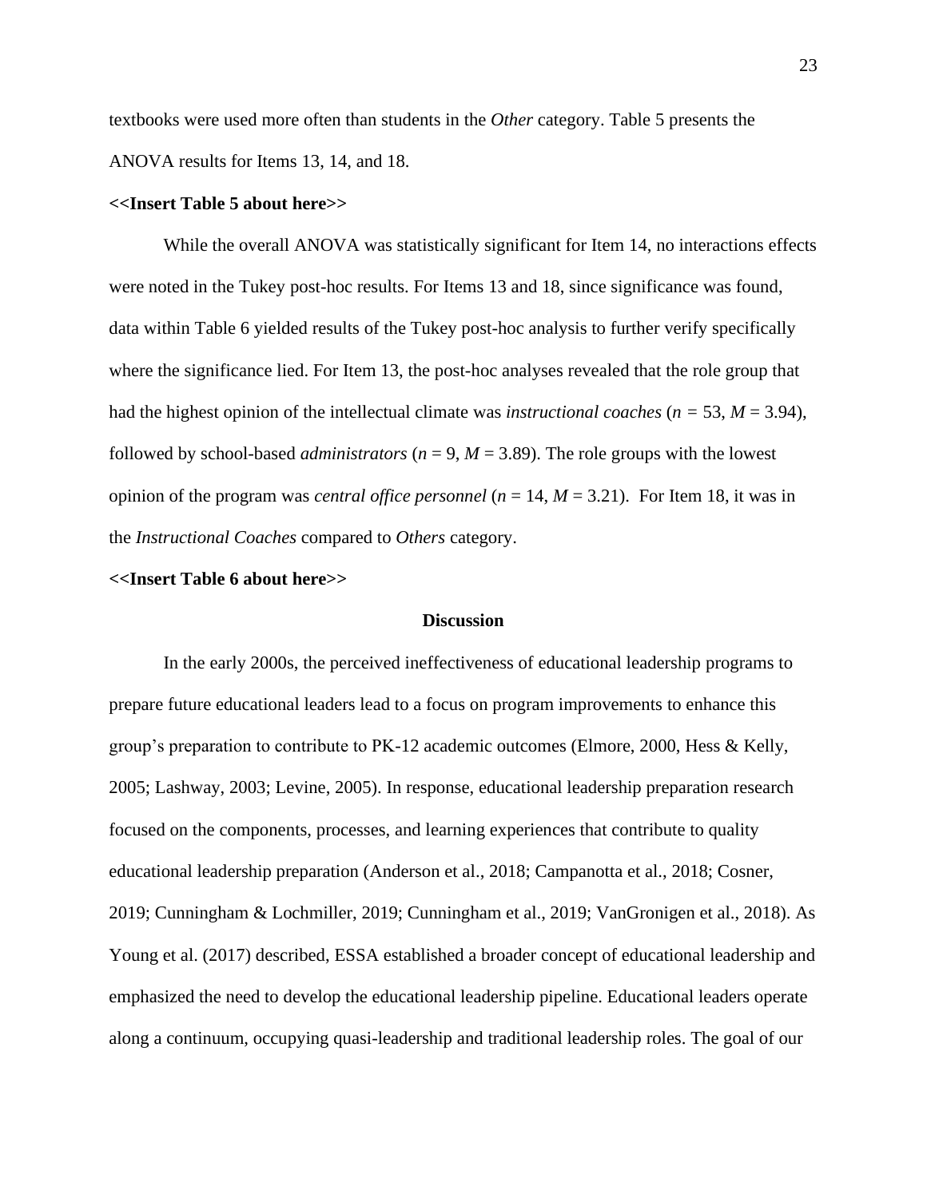textbooks were used more often than students in the *Other* category. Table 5 presents the ANOVA results for Items 13, 14, and 18.

**<<Insert Table 5 about here>>**

While the overall ANOVA was statistically significant for Item 14, no interactions effects were noted in the Tukey post-hoc results. For Items 13 and 18, since significance was found, data within Table 6 yielded results of the Tukey post-hoc analysis to further verify specifically where the significance lied. For Item 13, the post-hoc analyses revealed that the role group that had the highest opinion of the intellectual climate was *instructional coaches* ($n = 53$, $M = 3.94$), followed by school-based *administrators* ($n = 9$, $M = 3.89$). The role groups with the lowest opinion of the program was *central office personnel* ($n = 14$, $M = 3.21$). For Item 18, it was in the *Instructional Coaches* compared to *Others* category.

**<<Insert Table 6 about here>>**

## Discussion

In the early 2000s, the perceived ineffectiveness of educational leadership programs to prepare future educational leaders lead to a focus on program improvements to enhance this group's preparation to contribute to PK-12 academic outcomes (Elmore, 2000, Hess & Kelly, 2005; Lashway, 2003; Levine, 2005). In response, educational leadership preparation research focused on the components, processes, and learning experiences that contribute to quality educational leadership preparation (Anderson et al., 2018; Campanotta et al., 2018; Cosner, 2019; Cunningham & Lochmiller, 2019; Cunningham et al., 2019; VanGronigen et al., 2018). As Young et al. (2017) described, ESSA established a broader concept of educational leadership and emphasized the need to develop the educational leadership pipeline. Educational leaders operate along a continuum, occupying quasi-leadership and traditional leadership roles. The goal of our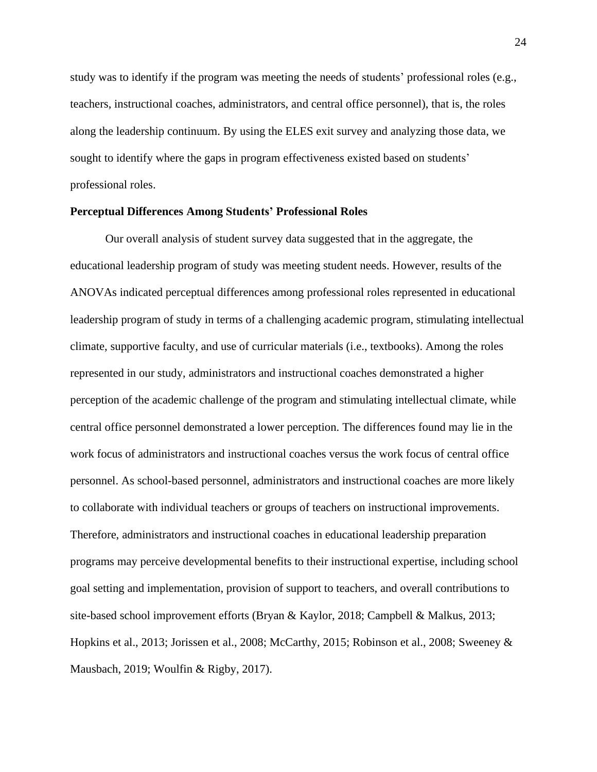study was to identify if the program was meeting the needs of students' professional roles (e.g., teachers, instructional coaches, administrators, and central office personnel), that is, the roles along the leadership continuum. By using the ELES exit survey and analyzing those data, we sought to identify where the gaps in program effectiveness existed based on students' professional roles.

**Perceptual Differences Among Students' Professional Roles**

Our overall analysis of student survey data suggested that in the aggregate, the educational leadership program of study was meeting student needs. However, results of the ANOVAs indicated perceptual differences among professional roles represented in educational leadership program of study in terms of a challenging academic program, stimulating intellectual climate, supportive faculty, and use of curricular materials (i.e., textbooks). Among the roles represented in our study, administrators and instructional coaches demonstrated a higher perception of the academic challenge of the program and stimulating intellectual climate, while central office personnel demonstrated a lower perception. The differences found may lie in the work focus of administrators and instructional coaches versus the work focus of central office personnel. As school-based personnel, administrators and instructional coaches are more likely to collaborate with individual teachers or groups of teachers on instructional improvements. Therefore, administrators and instructional coaches in educational leadership preparation programs may perceive developmental benefits to their instructional expertise, including school goal setting and implementation, provision of support to teachers, and overall contributions to site-based school improvement efforts (Bryan & Kaylor, 2018; Campbell & Malkus, 2013; Hopkins et al., 2013; Jorissen et al., 2008; McCarthy, 2015; Robinson et al., 2008; Sweeney & Mausbach, 2019; Woulfin & Rigby, 2017).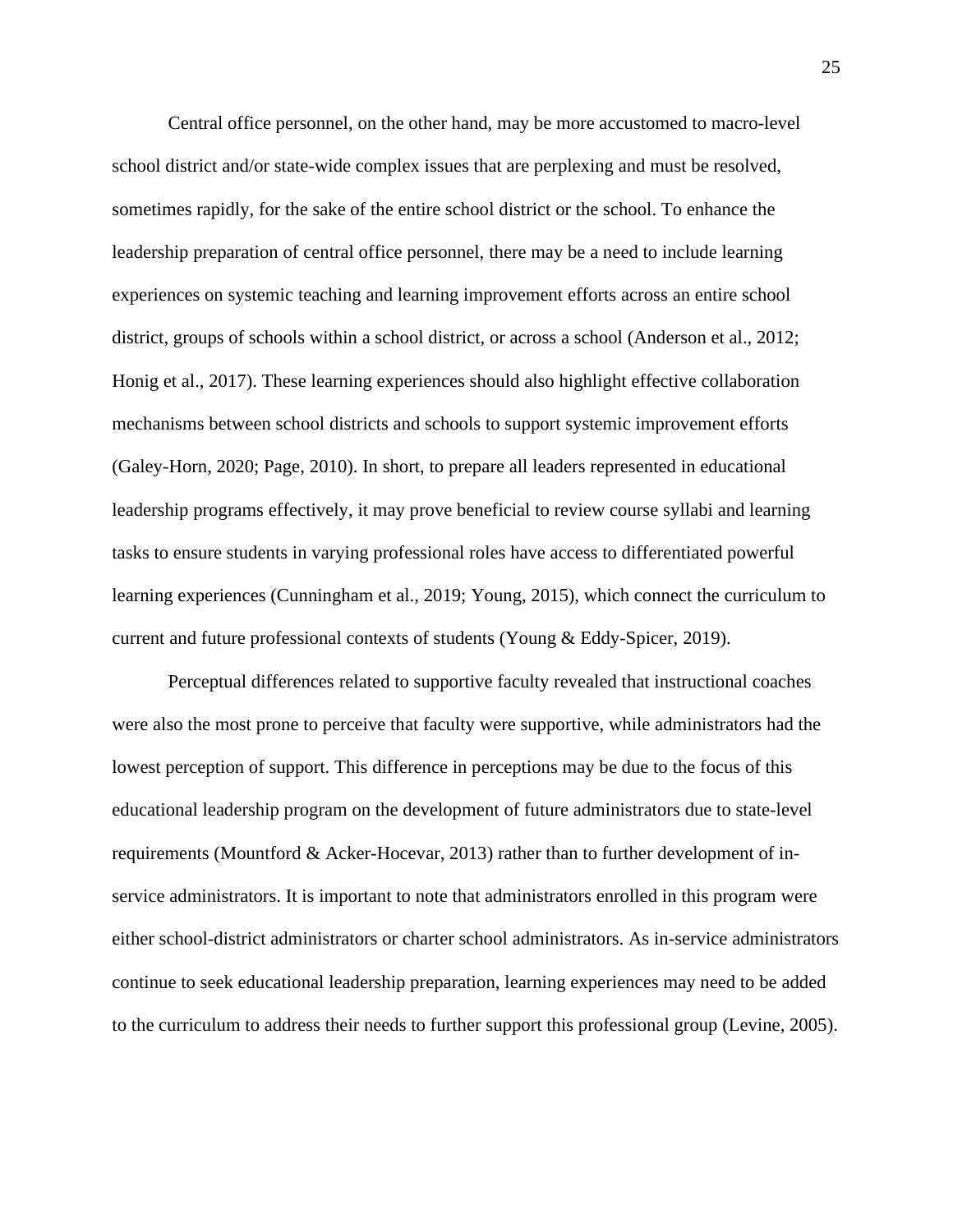Central office personnel, on the other hand, may be more accustomed to macro-level school district and/or state-wide complex issues that are perplexing and must be resolved, sometimes rapidly, for the sake of the entire school district or the school. To enhance the leadership preparation of central office personnel, there may be a need to include learning experiences on systemic teaching and learning improvement efforts across an entire school district, groups of schools within a school district, or across a school (Anderson et al., 2012; Honig et al., 2017). These learning experiences should also highlight effective collaboration mechanisms between school districts and schools to support systemic improvement efforts (Galey-Horn, 2020; Page, 2010). In short, to prepare all leaders represented in educational leadership programs effectively, it may prove beneficial to review course syllabi and learning tasks to ensure students in varying professional roles have access to differentiated powerful learning experiences (Cunningham et al., 2019; Young, 2015), which connect the curriculum to current and future professional contexts of students (Young & Eddy-Spicer, 2019).

Perceptual differences related to supportive faculty revealed that instructional coaches were also the most prone to perceive that faculty were supportive, while administrators had the lowest perception of support. This difference in perceptions may be due to the focus of this educational leadership program on the development of future administrators due to state-level requirements (Mountford & Acker-Hocevar, 2013) rather than to further development of in-service administrators. It is important to note that administrators enrolled in this program were either school-district administrators or charter school administrators. As in-service administrators continue to seek educational leadership preparation, learning experiences may need to be added to the curriculum to address their needs to further support this professional group (Levine, 2005).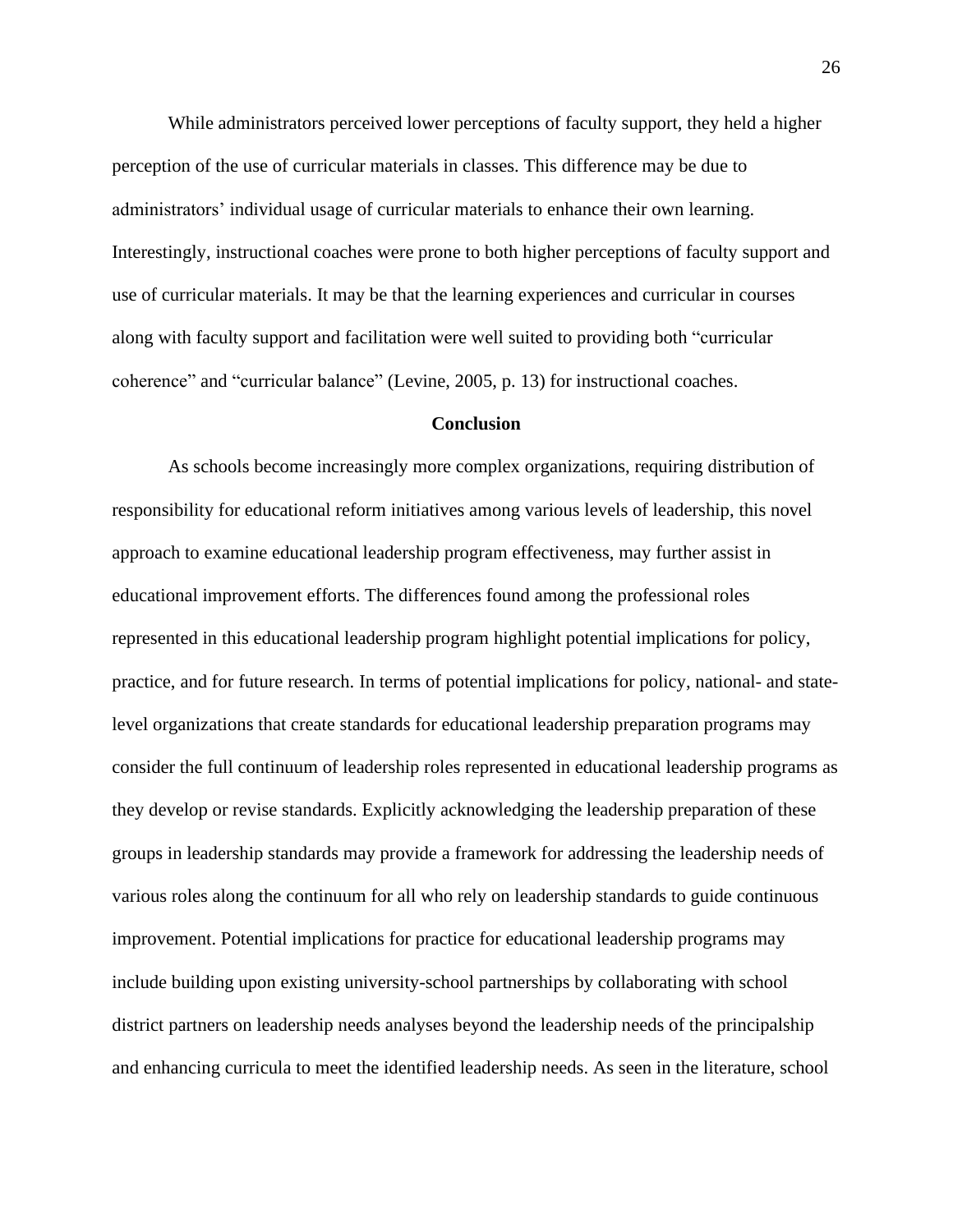While administrators perceived lower perceptions of faculty support, they held a higher perception of the use of curricular materials in classes. This difference may be due to administrators' individual usage of curricular materials to enhance their own learning. Interestingly, instructional coaches were prone to both higher perceptions of faculty support and use of curricular materials. It may be that the learning experiences and curricular in courses along with faculty support and facilitation were well suited to providing both "curricular coherence" and "curricular balance" (Levine, 2005, p. 13) for instructional coaches.

## Conclusion

As schools become increasingly more complex organizations, requiring distribution of responsibility for educational reform initiatives among various levels of leadership, this novel approach to examine educational leadership program effectiveness, may further assist in educational improvement efforts. The differences found among the professional roles represented in this educational leadership program highlight potential implications for policy, practice, and for future research. In terms of potential implications for policy, national- and state-level organizations that create standards for educational leadership preparation programs may consider the full continuum of leadership roles represented in educational leadership programs as they develop or revise standards. Explicitly acknowledging the leadership preparation of these groups in leadership standards may provide a framework for addressing the leadership needs of various roles along the continuum for all who rely on leadership standards to guide continuous improvement. Potential implications for practice for educational leadership programs may include building upon existing university-school partnerships by collaborating with school district partners on leadership needs analyses beyond the leadership needs of the principalship and enhancing curricula to meet the identified leadership needs. As seen in the literature, school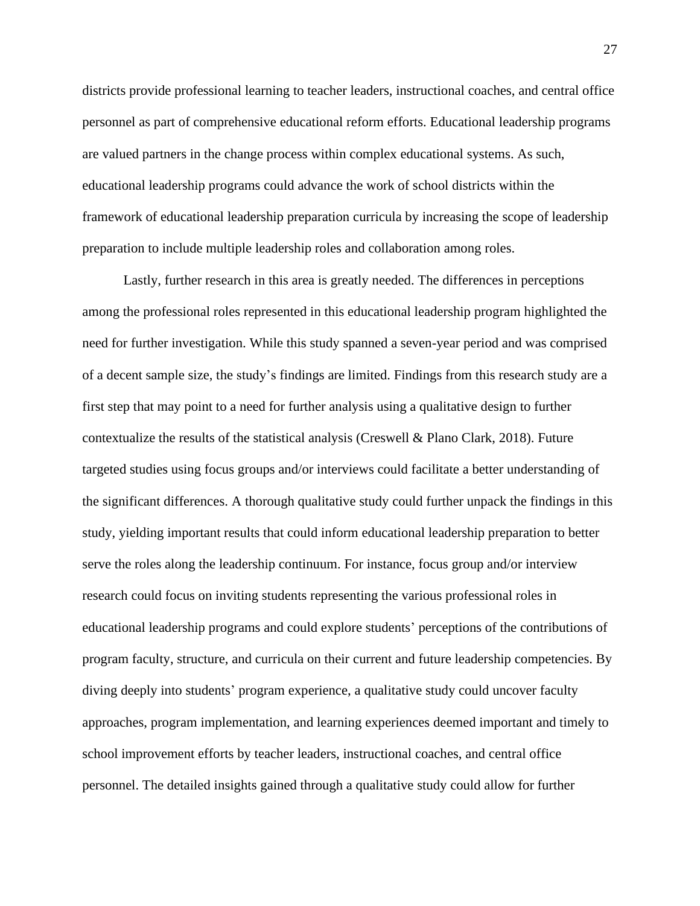districts provide professional learning to teacher leaders, instructional coaches, and central office personnel as part of comprehensive educational reform efforts. Educational leadership programs are valued partners in the change process within complex educational systems. As such, educational leadership programs could advance the work of school districts within the framework of educational leadership preparation curricula by increasing the scope of leadership preparation to include multiple leadership roles and collaboration among roles.

Lastly, further research in this area is greatly needed. The differences in perceptions among the professional roles represented in this educational leadership program highlighted the need for further investigation. While this study spanned a seven-year period and was comprised of a decent sample size, the study's findings are limited. Findings from this research study are a first step that may point to a need for further analysis using a qualitative design to further contextualize the results of the statistical analysis (Creswell & Plano Clark, 2018). Future targeted studies using focus groups and/or interviews could facilitate a better understanding of the significant differences. A thorough qualitative study could further unpack the findings in this study, yielding important results that could inform educational leadership preparation to better serve the roles along the leadership continuum. For instance, focus group and/or interview research could focus on inviting students representing the various professional roles in educational leadership programs and could explore students' perceptions of the contributions of program faculty, structure, and curricula on their current and future leadership competencies. By diving deeply into students' program experience, a qualitative study could uncover faculty approaches, program implementation, and learning experiences deemed important and timely to school improvement efforts by teacher leaders, instructional coaches, and central office personnel. The detailed insights gained through a qualitative study could allow for further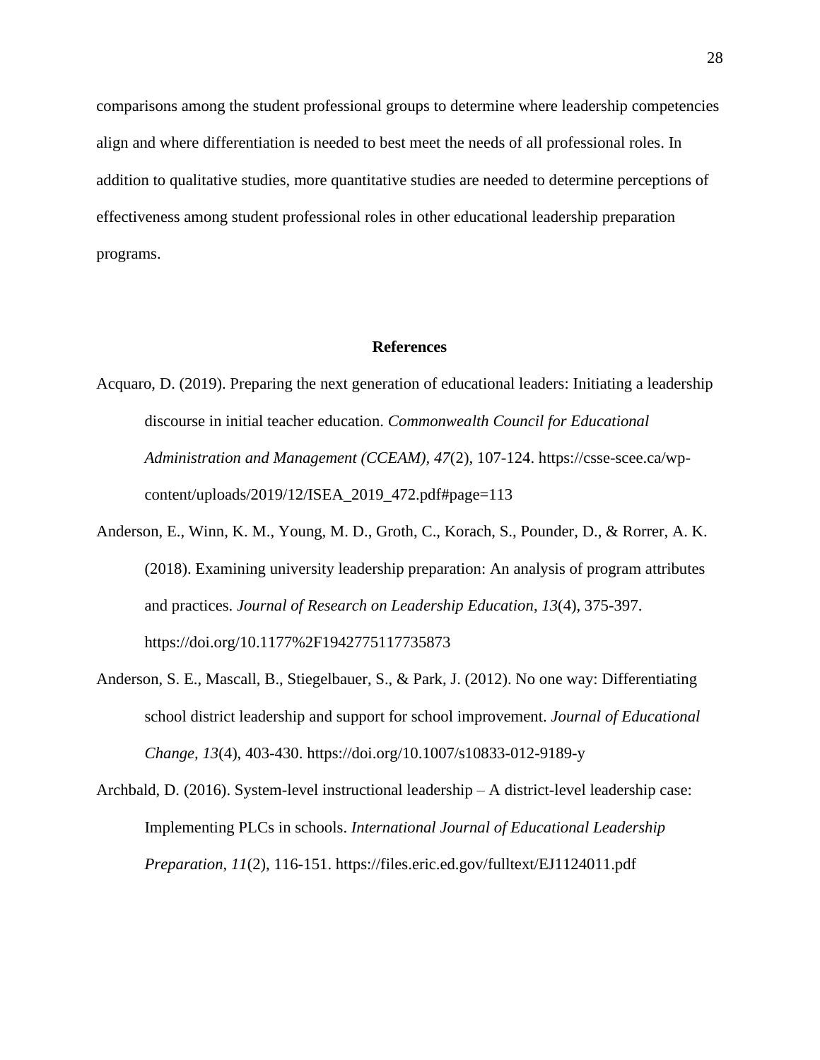comparisons among the student professional groups to determine where leadership competencies align and where differentiation is needed to best meet the needs of all professional roles. In addition to qualitative studies, more quantitative studies are needed to determine perceptions of effectiveness among student professional roles in other educational leadership preparation programs.

## References

Acquaro, D. (2019). Preparing the next generation of educational leaders: Initiating a leadership discourse in initial teacher education. *Commonwealth Council for Educational Administration and Management (CCEAM), 47*(2), 107-124. https://csse-scee.ca/wp-content/uploads/2019/12/ISEA_2019_472.pdf#page=113

Anderson, E., Winn, K. M., Young, M. D., Groth, C., Korach, S., Pounder, D., & Rorrer, A. K. (2018). Examining university leadership preparation: An analysis of program attributes and practices. *Journal of Research on Leadership Education*, *13*(4), 375-397. https://doi.org/10.1177%2F1942775117735873

Anderson, S. E., Mascall, B., Stiegelbauer, S., & Park, J. (2012). No one way: Differentiating school district leadership and support for school improvement. *Journal of Educational Change, 13*(4), 403-430. https://doi.org/10.1007/s10833-012-9189-y

Archbald, D. (2016). System-level instructional leadership – A district-level leadership case: Implementing PLCs in schools. *International Journal of Educational Leadership Preparation*, *11*(2), 116-151. https://files.eric.ed.gov/fulltext/EJ1124011.pdf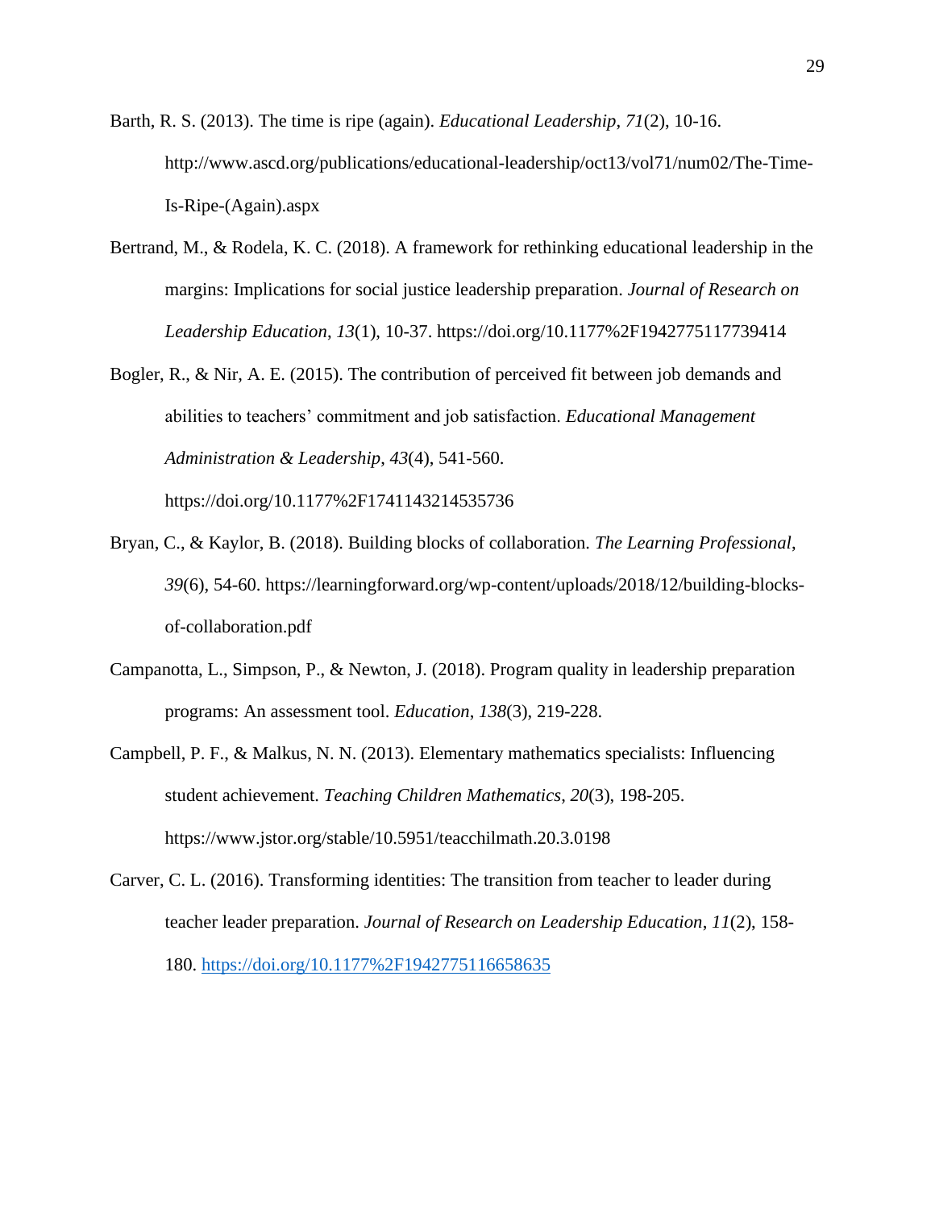Barth, R. S. (2013). The time is ripe (again). *Educational Leadership*, *71*(2), 10-16. http://www.ascd.org/publications/educational-leadership/oct13/vol71/num02/The-Time-Is-Ripe-(Again).aspx

Bertrand, M., & Rodela, K. C. (2018). A framework for rethinking educational leadership in the margins: Implications for social justice leadership preparation. *Journal of Research on Leadership Education*, *13*(1), 10-37. https://doi.org/10.1177%2F1942775117739414

Bogler, R., & Nir, A. E. (2015). The contribution of perceived fit between job demands and abilities to teachers' commitment and job satisfaction. *Educational Management Administration & Leadership*, *43*(4), 541-560. https://doi.org/10.1177%2F1741143214535736

Bryan, C., & Kaylor, B. (2018). Building blocks of collaboration. *The Learning Professional*, *39*(6), 54-60. https://learningforward.org/wp-content/uploads/2018/12/building-blocks-of-collaboration.pdf

Campanotta, L., Simpson, P., & Newton, J. (2018). Program quality in leadership preparation programs: An assessment tool. *Education*, *138*(3), 219-228.

Campbell, P. F., & Malkus, N. N. (2013). Elementary mathematics specialists: Influencing student achievement. *Teaching Children Mathematics*, *20*(3), 198-205. https://www.jstor.org/stable/10.5951/teacchilmath.20.3.0198

Carver, C. L. (2016). Transforming identities: The transition from teacher to leader during teacher leader preparation. *Journal of Research on Leadership Education*, *11*(2), 158-180. https://doi.org/10.1177%2F1942775116658635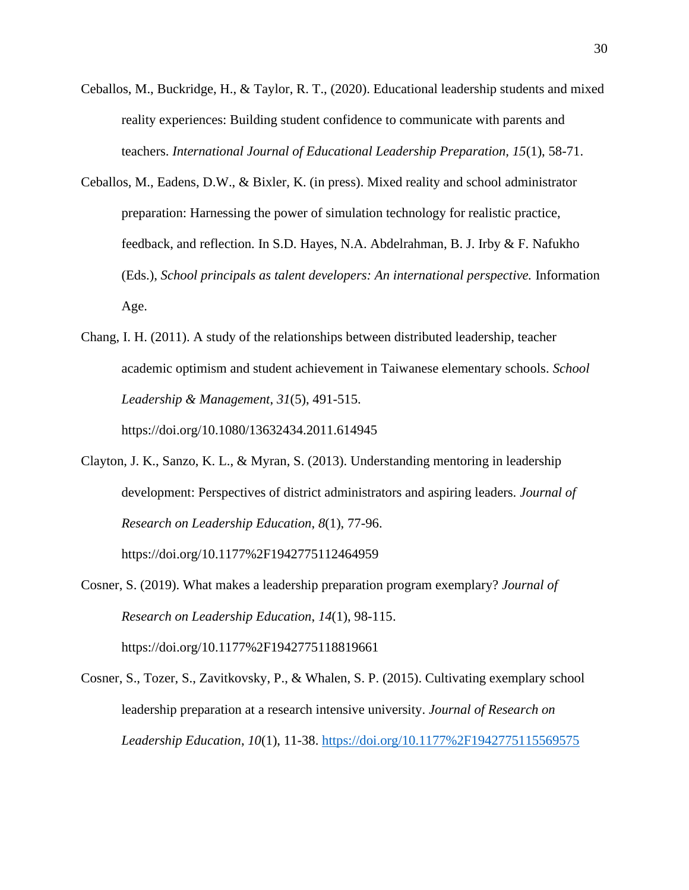Ceballos, M., Buckridge, H., & Taylor, R. T., (2020). Educational leadership students and mixed reality experiences: Building student confidence to communicate with parents and teachers. *International Journal of Educational Leadership Preparation, 15*(1), 58-71.

Ceballos, M., Eadens, D.W., & Bixler, K. (in press). Mixed reality and school administrator preparation: Harnessing the power of simulation technology for realistic practice, feedback, and reflection. In S.D. Hayes, N.A. Abdelrahman, B. J. Irby & F. Nafukho (Eds.), *School principals as talent developers: An international perspective.* Information Age.

Chang, I. H. (2011). A study of the relationships between distributed leadership, teacher academic optimism and student achievement in Taiwanese elementary schools. *School Leadership & Management*, *31*(5), 491-515. https://doi.org/10.1080/13632434.2011.614945

Clayton, J. K., Sanzo, K. L., & Myran, S. (2013). Understanding mentoring in leadership development: Perspectives of district administrators and aspiring leaders. *Journal of Research on Leadership Education*, *8*(1), 77-96. https://doi.org/10.1177%2F1942775112464959

Cosner, S. (2019). What makes a leadership preparation program exemplary? *Journal of Research on Leadership Education*, *14*(1), 98-115. https://doi.org/10.1177%2F1942775118819661

Cosner, S., Tozer, S., Zavitkovsky, P., & Whalen, S. P. (2015). Cultivating exemplary school leadership preparation at a research intensive university. *Journal of Research on Leadership Education*, *10*(1), 11-38. https://doi.org/10.1177%2F1942775115569575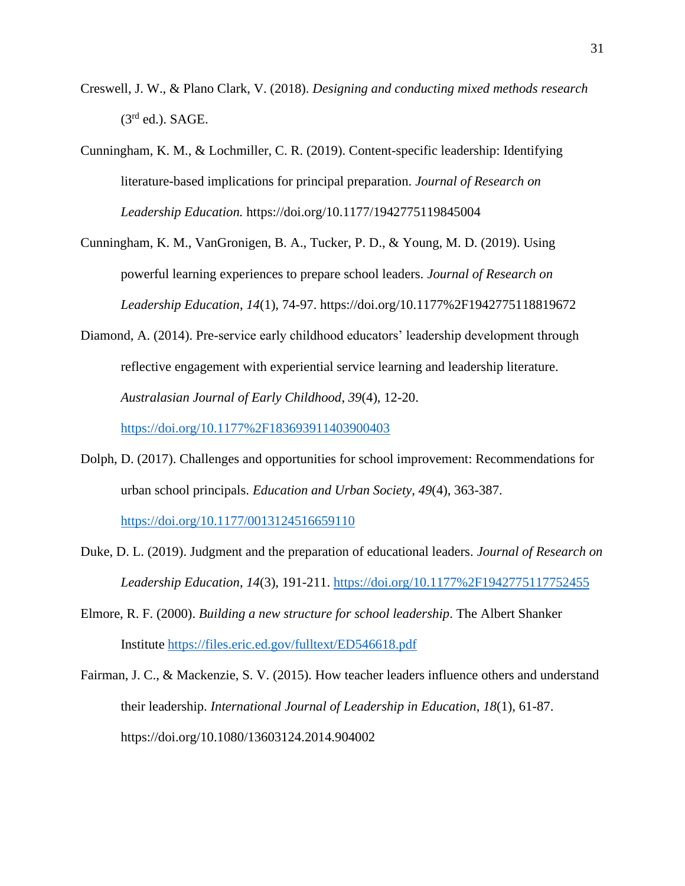Creswell, J. W., & Plano Clark, V. (2018). *Designing and conducting mixed methods research* (3rd ed.). SAGE.

Cunningham, K. M., & Lochmiller, C. R. (2019). Content-specific leadership: Identifying literature-based implications for principal preparation. *Journal of Research on Leadership Education.* https://doi.org/10.1177/1942775119845004

Cunningham, K. M., VanGronigen, B. A., Tucker, P. D., & Young, M. D. (2019). Using powerful learning experiences to prepare school leaders. *Journal of Research on Leadership Education*, *14*(1), 74-97. https://doi.org/10.1177%2F1942775118819672

Diamond, A. (2014). Pre-service early childhood educators' leadership development through reflective engagement with experiential service learning and leadership literature. *Australasian Journal of Early Childhood*, *39*(4), 12-20. https://doi.org/10.1177%2F183693911403900403

Dolph, D. (2017). Challenges and opportunities for school improvement: Recommendations for urban school principals. *Education and Urban Society, 49*(4), 363-387. https://doi.org/10.1177/0013124516659110

Duke, D. L. (2019). Judgment and the preparation of educational leaders. *Journal of Research on Leadership Education*, *14*(3), 191-211. https://doi.org/10.1177%2F1942775117752455

Elmore, R. F. (2000). *Building a new structure for school leadership*. The Albert Shanker Institute https://files.eric.ed.gov/fulltext/ED546618.pdf

Fairman, J. C., & Mackenzie, S. V. (2015). How teacher leaders influence others and understand their leadership. *International Journal of Leadership in Education*, *18*(1), 61-87. https://doi.org/10.1080/13603124.2014.904002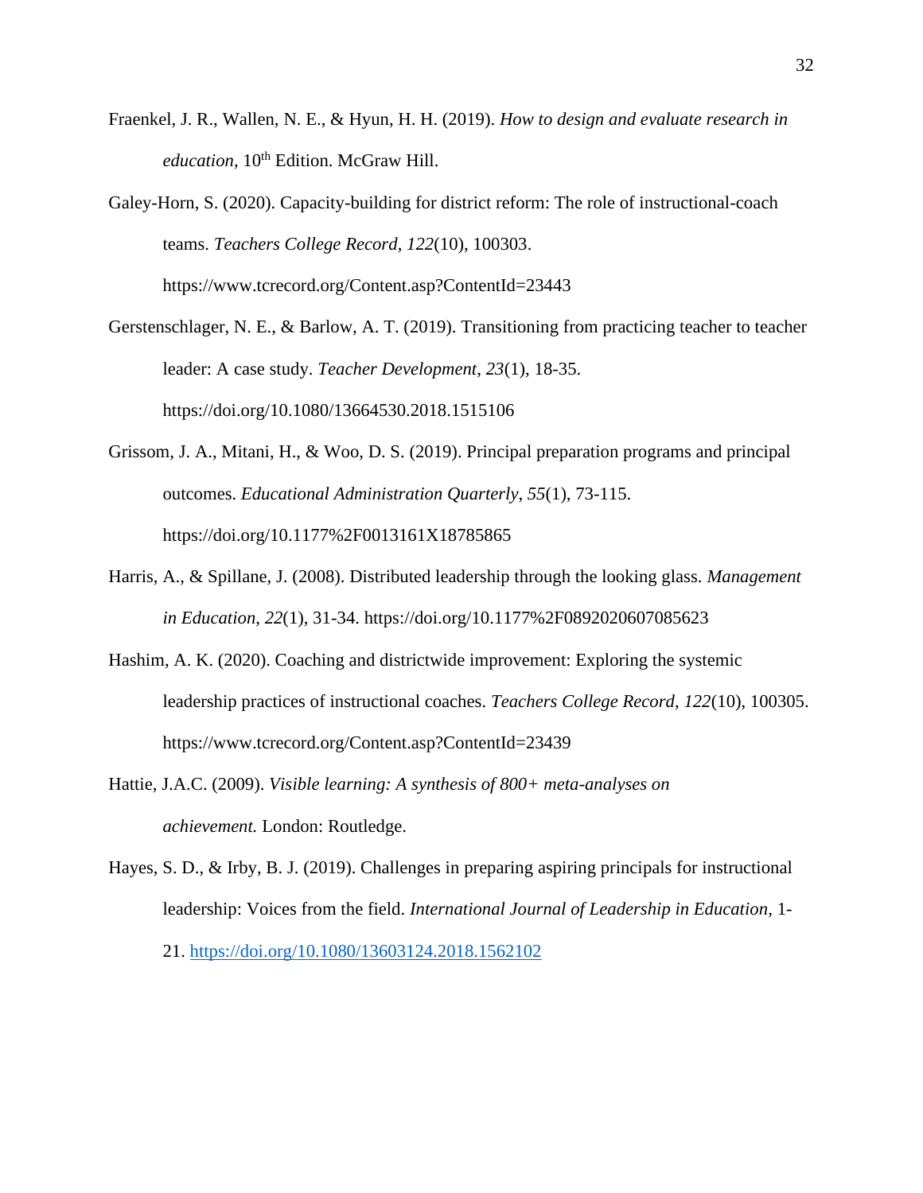Fraenkel, J. R., Wallen, N. E., & Hyun, H. H. (2019). *How to design and evaluate research in education*, 10th Edition. McGraw Hill.

Galey-Horn, S. (2020). Capacity-building for district reform: The role of instructional-coach teams. *Teachers College Record*, *122*(10), 100303. https://www.tcrecord.org/Content.asp?ContentId=23443

Gerstenschlager, N. E., & Barlow, A. T. (2019). Transitioning from practicing teacher to teacher leader: A case study. *Teacher Development*, *23*(1), 18-35. https://doi.org/10.1080/13664530.2018.1515106

Grissom, J. A., Mitani, H., & Woo, D. S. (2019). Principal preparation programs and principal outcomes. *Educational Administration Quarterly*, *55*(1), 73-115. https://doi.org/10.1177%2F0013161X18785865

Harris, A., & Spillane, J. (2008). Distributed leadership through the looking glass. *Management in Education*, *22*(1), 31-34. https://doi.org/10.1177%2F0892020607085623

Hashim, A. K. (2020). Coaching and districtwide improvement: Exploring the systemic leadership practices of instructional coaches. *Teachers College Record*, *122*(10), 100305. https://www.tcrecord.org/Content.asp?ContentId=23439

Hattie, J.A.C. (2009). *Visible learning: A synthesis of 800+ meta-analyses on achievement.* London: Routledge.

Hayes, S. D., & Irby, B. J. (2019). Challenges in preparing aspiring principals for instructional leadership: Voices from the field. *International Journal of Leadership in Education*, 1-21. https://doi.org/10.1080/13603124.2018.1562102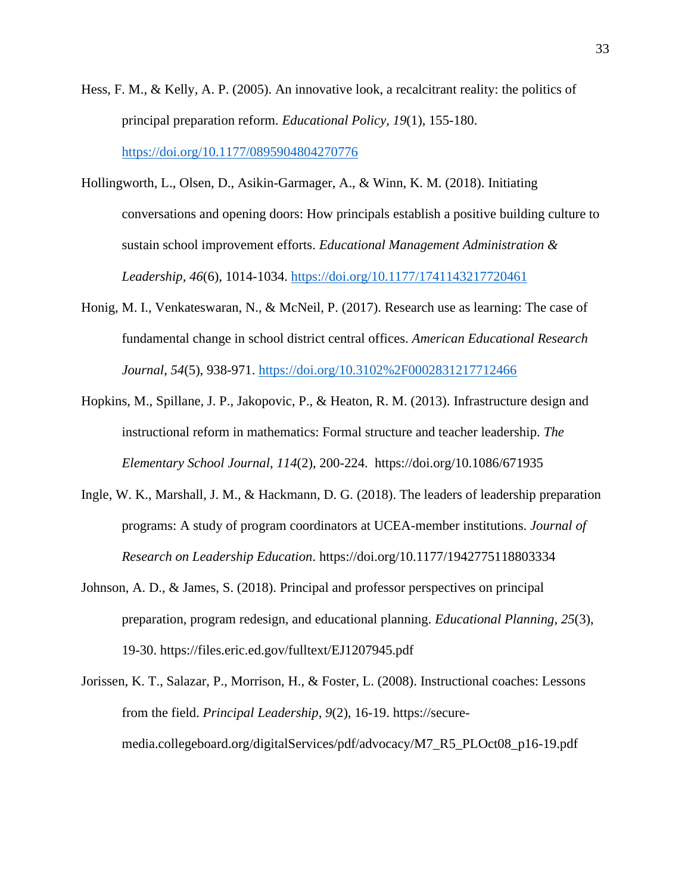Hess, F. M., & Kelly, A. P. (2005). An innovative look, a recalcitrant reality: the politics of principal preparation reform. *Educational Policy, 19*(1), 155-180. https://doi.org/10.1177/0895904804270776

Hollingworth, L., Olsen, D., Asikin-Garmager, A., & Winn, K. M. (2018). Initiating conversations and opening doors: How principals establish a positive building culture to sustain school improvement efforts. *Educational Management Administration & Leadership*, *46*(6), 1014-1034. https://doi.org/10.1177/1741143217720461

Honig, M. I., Venkateswaran, N., & McNeil, P. (2017). Research use as learning: The case of fundamental change in school district central offices. *American Educational Research Journal*, *54*(5), 938-971. https://doi.org/10.3102%2F0002831217712466

Hopkins, M., Spillane, J. P., Jakopovic, P., & Heaton, R. M. (2013). Infrastructure design and instructional reform in mathematics: Formal structure and teacher leadership. *The Elementary School Journal, 114*(2), 200-224. https://doi.org/10.1086/671935

Ingle, W. K., Marshall, J. M., & Hackmann, D. G. (2018). The leaders of leadership preparation programs: A study of program coordinators at UCEA-member institutions. *Journal of Research on Leadership Education*. https://doi.org/10.1177/1942775118803334

Johnson, A. D., & James, S. (2018). Principal and professor perspectives on principal preparation, program redesign, and educational planning. *Educational Planning*, *25*(3), 19-30. https://files.eric.ed.gov/fulltext/EJ1207945.pdf

Jorissen, K. T., Salazar, P., Morrison, H., & Foster, L. (2008). Instructional coaches: Lessons from the field. *Principal Leadership*, *9*(2), 16-19. https://secure-media.collegeboard.org/digitalServices/pdf/advocacy/M7_R5_PLOct08_p16-19.pdf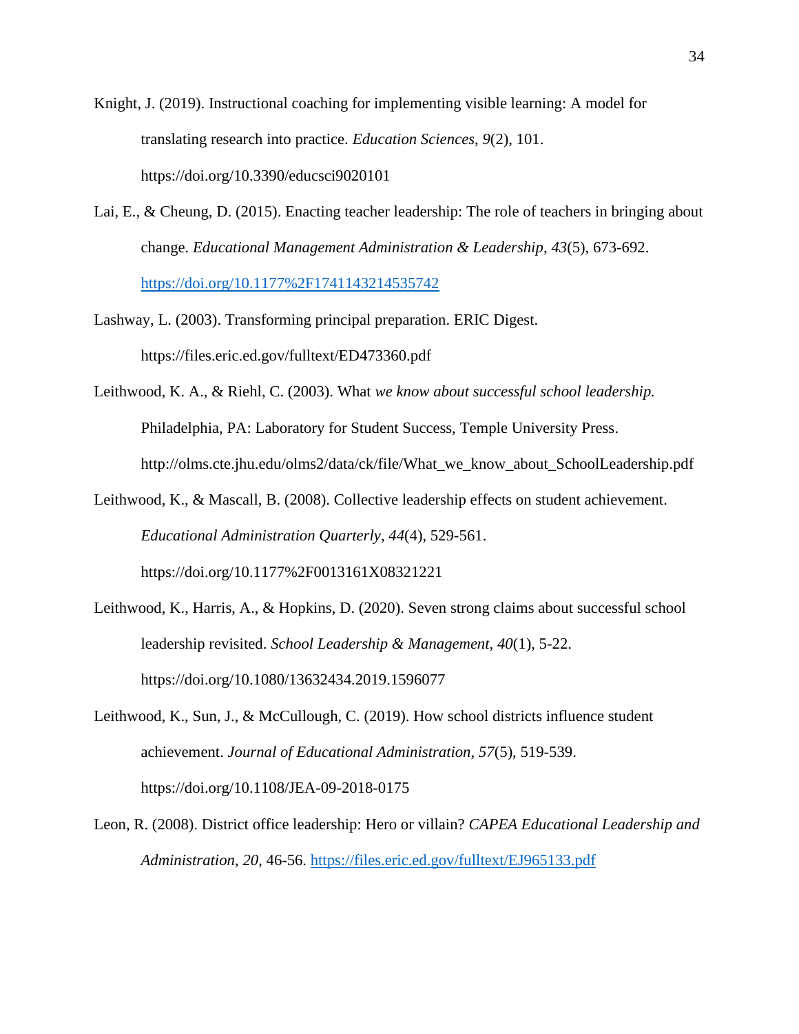Knight, J. (2019). Instructional coaching for implementing visible learning: A model for translating research into practice. *Education Sciences*, *9*(2), 101. https://doi.org/10.3390/educsci9020101

Lai, E., & Cheung, D. (2015). Enacting teacher leadership: The role of teachers in bringing about change. *Educational Management Administration & Leadership*, *43*(5), 673-692. https://doi.org/10.1177%2F1741143214535742

Lashway, L. (2003). Transforming principal preparation. ERIC Digest. https://files.eric.ed.gov/fulltext/ED473360.pdf

Leithwood, K. A., & Riehl, C. (2003). What *we know about successful school leadership.* Philadelphia, PA: Laboratory for Student Success, Temple University Press. http://olms.cte.jhu.edu/olms2/data/ck/file/What_we_know_about_SchoolLeadership.pdf

Leithwood, K., & Mascall, B. (2008). Collective leadership effects on student achievement. *Educational Administration Quarterly*, *44*(4), 529-561. https://doi.org/10.1177%2F0013161X08321221

Leithwood, K., Harris, A., & Hopkins, D. (2020). Seven strong claims about successful school leadership revisited. *School Leadership & Management*, *40*(1), 5-22. https://doi.org/10.1080/13632434.2019.1596077

Leithwood, K., Sun, J., & McCullough, C. (2019). How school districts influence student achievement. *Journal of Educational Administration*, *57*(5), 519-539. https://doi.org/10.1108/JEA-09-2018-0175

Leon, R. (2008). District office leadership: Hero or villain? *CAPEA Educational Leadership and Administration*, *20*, 46-56. https://files.eric.ed.gov/fulltext/EJ965133.pdf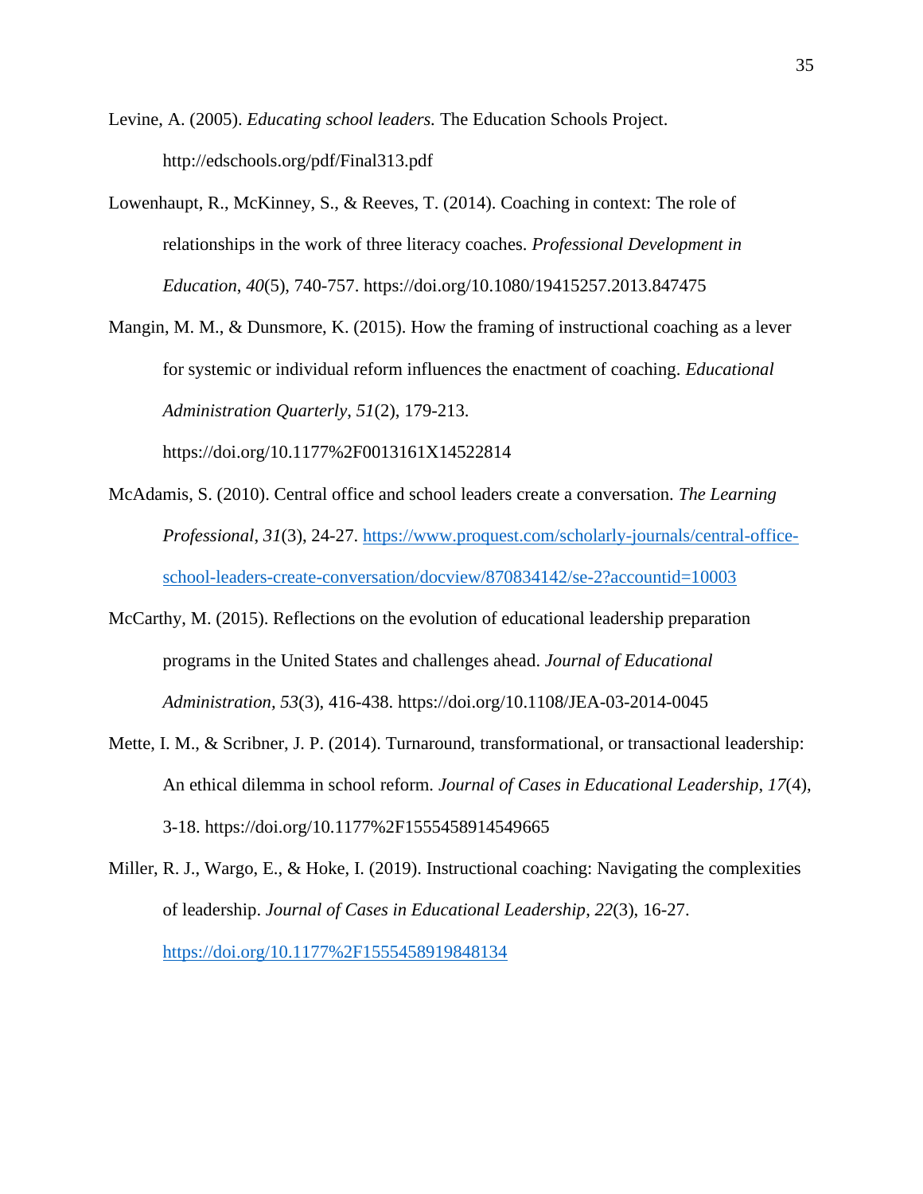Levine, A. (2005). *Educating school leaders.* The Education Schools Project. http://edschools.org/pdf/Final313.pdf

Lowenhaupt, R., McKinney, S., & Reeves, T. (2014). Coaching in context: The role of relationships in the work of three literacy coaches. *Professional Development in Education*, *40*(5), 740-757. https://doi.org/10.1080/19415257.2013.847475

Mangin, M. M., & Dunsmore, K. (2015). How the framing of instructional coaching as a lever for systemic or individual reform influences the enactment of coaching. *Educational Administration Quarterly*, *51*(2), 179-213. https://doi.org/10.1177%2F0013161X14522814

McAdamis, S. (2010). Central office and school leaders create a conversation. *The Learning Professional*, *31*(3), 24-27. https://www.proquest.com/scholarly-journals/central-office-school-leaders-create-conversation/docview/870834142/se-2?accountid=10003

McCarthy, M. (2015). Reflections on the evolution of educational leadership preparation programs in the United States and challenges ahead. *Journal of Educational Administration*, *53*(3), 416-438. https://doi.org/10.1108/JEA-03-2014-0045

Mette, I. M., & Scribner, J. P. (2014). Turnaround, transformational, or transactional leadership: An ethical dilemma in school reform. *Journal of Cases in Educational Leadership*, *17*(4), 3-18. https://doi.org/10.1177%2F1555458914549665

Miller, R. J., Wargo, E., & Hoke, I. (2019). Instructional coaching: Navigating the complexities of leadership. *Journal of Cases in Educational Leadership*, *22*(3), 16-27. https://doi.org/10.1177%2F1555458919848134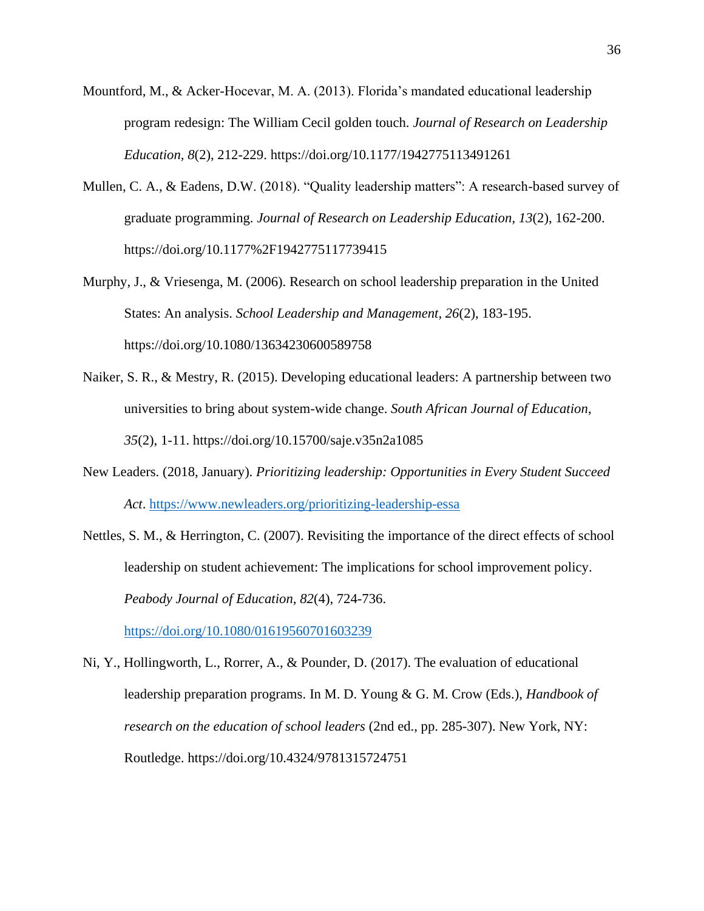Mountford, M., & Acker-Hocevar, M. A. (2013). Florida's mandated educational leadership program redesign: The William Cecil golden touch. *Journal of Research on Leadership Education, 8*(2), 212-229. https://doi.org/10.1177/1942775113491261

Mullen, C. A., & Eadens, D.W. (2018). "Quality leadership matters": A research-based survey of graduate programming. *Journal of Research on Leadership Education*, *13*(2), 162-200. https://doi.org/10.1177%2F1942775117739415

Murphy, J., & Vriesenga, M. (2006). Research on school leadership preparation in the United States: An analysis. *School Leadership and Management*, *26*(2), 183-195. https://doi.org/10.1080/13634230600589758

Naiker, S. R., & Mestry, R. (2015). Developing educational leaders: A partnership between two universities to bring about system-wide change. *South African Journal of Education*, *35*(2), 1-11. https://doi.org/10.15700/saje.v35n2a1085

New Leaders. (2018, January). *Prioritizing leadership: Opportunities in Every Student Succeed Act*. https://www.newleaders.org/prioritizing-leadership-essa

Nettles, S. M., & Herrington, C. (2007). Revisiting the importance of the direct effects of school leadership on student achievement: The implications for school improvement policy. *Peabody Journal of Education, 82*(4), 724-736. https://doi.org/10.1080/01619560701603239

Ni, Y., Hollingworth, L., Rorrer, A., & Pounder, D. (2017). The evaluation of educational leadership preparation programs. In M. D. Young & G. M. Crow (Eds.), *Handbook of research on the education of school leaders* (2nd ed., pp. 285-307). New York, NY: Routledge. https://doi.org/10.4324/9781315724751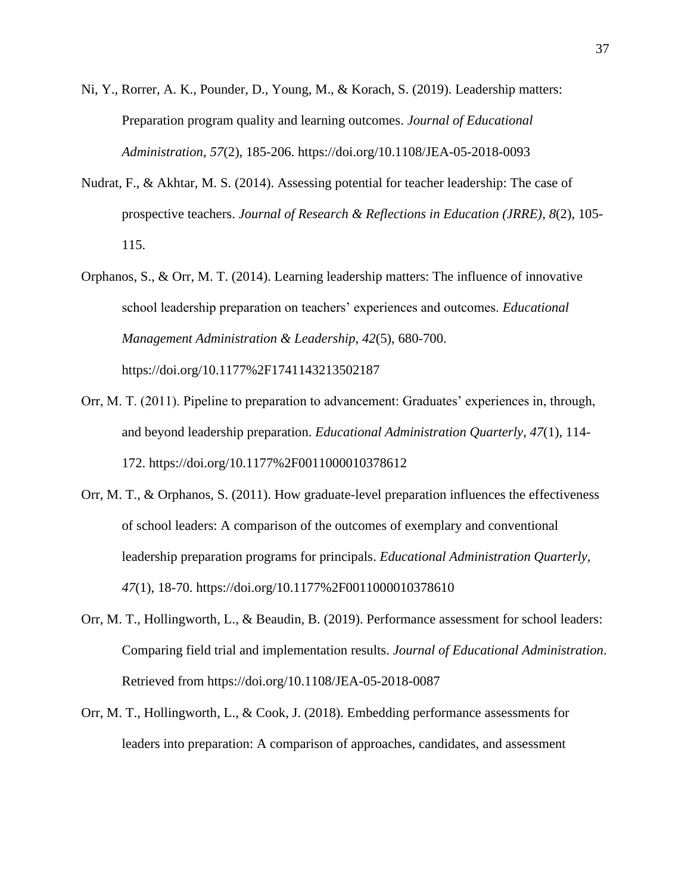Ni, Y., Rorrer, A. K., Pounder, D., Young, M., & Korach, S. (2019). Leadership matters: Preparation program quality and learning outcomes. *Journal of Educational Administration*, *57*(2), 185-206. https://doi.org/10.1108/JEA-05-2018-0093

Nudrat, F., & Akhtar, M. S. (2014). Assessing potential for teacher leadership: The case of prospective teachers. *Journal of Research & Reflections in Education (JRRE)*, *8*(2), 105-115.

Orphanos, S., & Orr, M. T. (2014). Learning leadership matters: The influence of innovative school leadership preparation on teachers' experiences and outcomes. *Educational Management Administration & Leadership*, *42*(5), 680-700. https://doi.org/10.1177%2F1741143213502187

Orr, M. T. (2011). Pipeline to preparation to advancement: Graduates' experiences in, through, and beyond leadership preparation. *Educational Administration Quarterly*, *47*(1), 114-172. https://doi.org/10.1177%2F0011000010378612

Orr, M. T., & Orphanos, S. (2011). How graduate-level preparation influences the effectiveness of school leaders: A comparison of the outcomes of exemplary and conventional leadership preparation programs for principals. *Educational Administration Quarterly*, *47*(1), 18-70. https://doi.org/10.1177%2F0011000010378610

Orr, M. T., Hollingworth, L., & Beaudin, B. (2019). Performance assessment for school leaders: Comparing field trial and implementation results. *Journal of Educational Administration*. Retrieved from https://doi.org/10.1108/JEA-05-2018-0087

Orr, M. T., Hollingworth, L., & Cook, J. (2018). Embedding performance assessments for leaders into preparation: A comparison of approaches, candidates, and assessment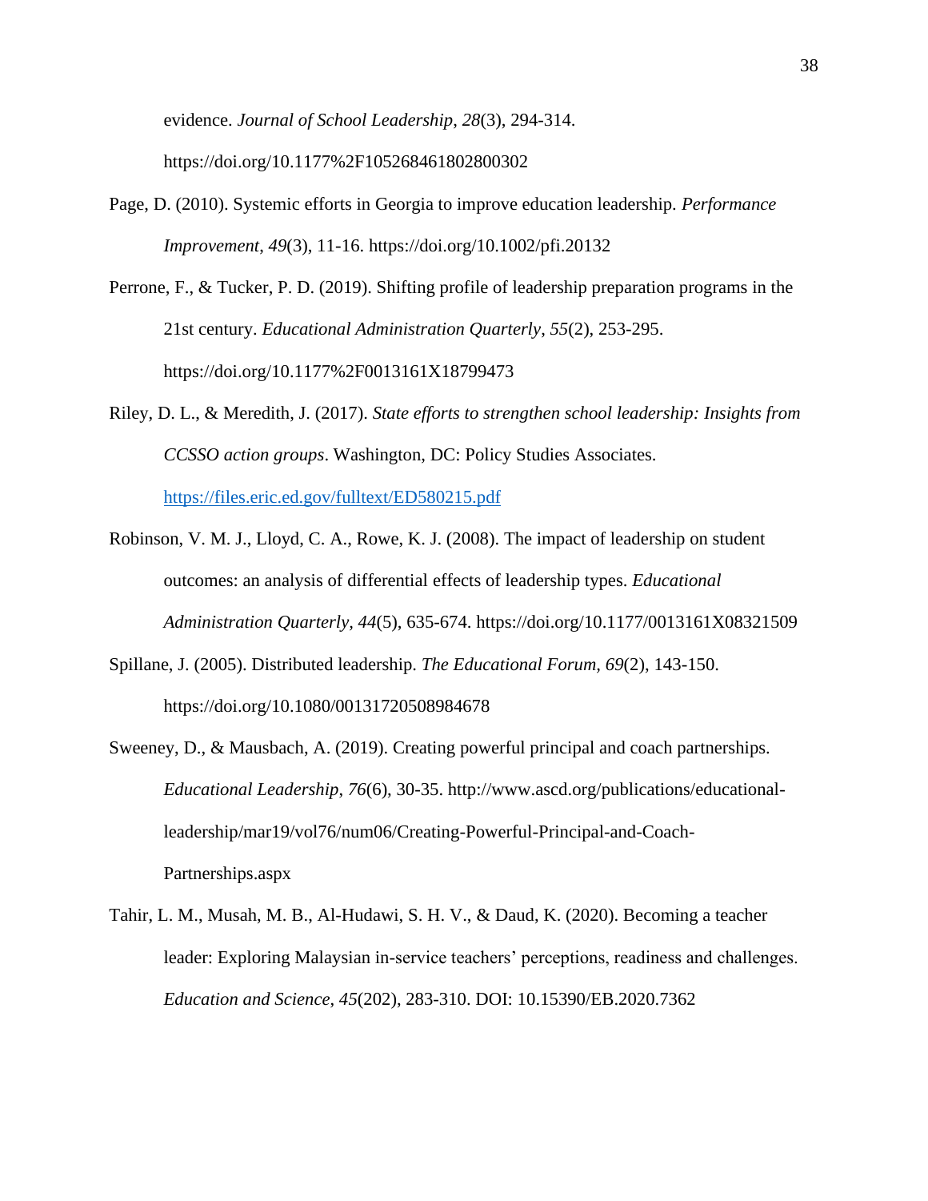evidence. *Journal of School Leadership*, *28*(3), 294-314. https://doi.org/10.1177%2F105268461802800302

Page, D. (2010). Systemic efforts in Georgia to improve education leadership. *Performance Improvement*, *49*(3), 11-16. https://doi.org/10.1002/pfi.20132

Perrone, F., & Tucker, P. D. (2019). Shifting profile of leadership preparation programs in the 21st century. *Educational Administration Quarterly*, *55*(2), 253-295. https://doi.org/10.1177%2F0013161X18799473

Riley, D. L., & Meredith, J. (2017). *State efforts to strengthen school leadership: Insights from CCSSO action groups*. Washington, DC: Policy Studies Associates. https://files.eric.ed.gov/fulltext/ED580215.pdf

Robinson, V. M. J., Lloyd, C. A., Rowe, K. J. (2008). The impact of leadership on student outcomes: an analysis of differential effects of leadership types. *Educational Administration Quarterly, 44*(5), 635-674. https://doi.org/10.1177/0013161X08321509

Spillane, J. (2005). Distributed leadership. *The Educational Forum, 69*(2), 143-150. https://doi.org/10.1080/00131720508984678

Sweeney, D., & Mausbach, A. (2019). Creating powerful principal and coach partnerships. *Educational Leadership*, *76*(6), 30-35. http://www.ascd.org/publications/educational-leadership/mar19/vol76/num06/Creating-Powerful-Principal-and-Coach-Partnerships.aspx

Tahir, L. M., Musah, M. B., Al-Hudawi, S. H. V., & Daud, K. (2020). Becoming a teacher leader: Exploring Malaysian in-service teachers' perceptions, readiness and challenges. *Education and Science*, *45*(202), 283-310. DOI: 10.15390/EB.2020.7362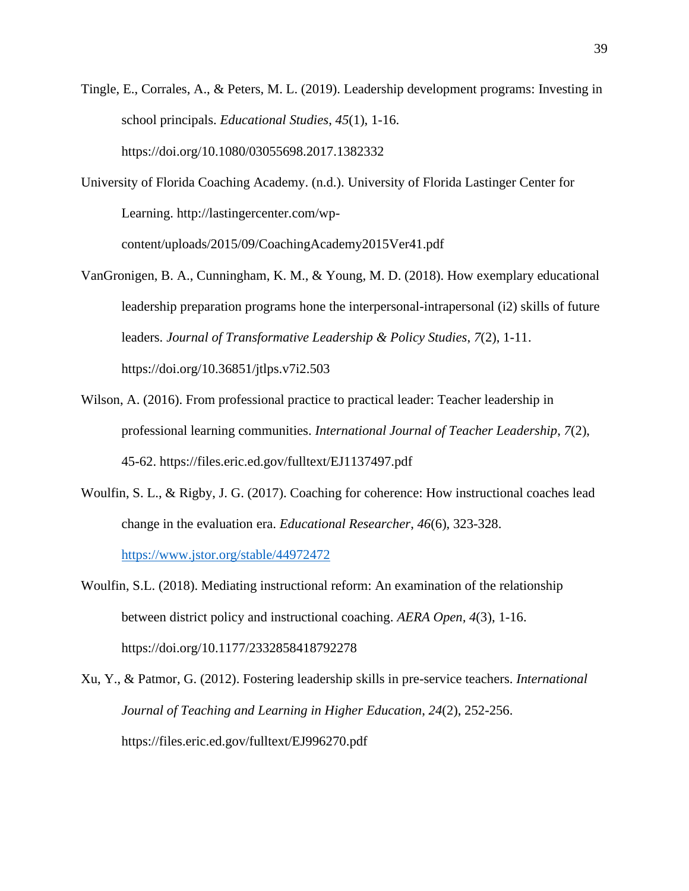Tingle, E., Corrales, A., & Peters, M. L. (2019). Leadership development programs: Investing in school principals. *Educational Studies*, *45*(1), 1-16. https://doi.org/10.1080/03055698.2017.1382332

University of Florida Coaching Academy. (n.d.). University of Florida Lastinger Center for Learning. http://lastingercenter.com/wp-content/uploads/2015/09/CoachingAcademy2015Ver41.pdf

VanGronigen, B. A., Cunningham, K. M., & Young, M. D. (2018). How exemplary educational leadership preparation programs hone the interpersonal-intrapersonal (i2) skills of future leaders. *Journal of Transformative Leadership & Policy Studies*, *7*(2), 1-11. https://doi.org/10.36851/jtlps.v7i2.503

Wilson, A. (2016). From professional practice to practical leader: Teacher leadership in professional learning communities. *International Journal of Teacher Leadership*, *7*(2), 45-62. https://files.eric.ed.gov/fulltext/EJ1137497.pdf

Woulfin, S. L., & Rigby, J. G. (2017). Coaching for coherence: How instructional coaches lead change in the evaluation era. *Educational Researcher*, *46*(6), 323-328. https://www.jstor.org/stable/44972472

Woulfin, S.L. (2018). Mediating instructional reform: An examination of the relationship between district policy and instructional coaching. *AERA Open*, *4*(3), 1-16. https://doi.org/10.1177/2332858418792278

Xu, Y., & Patmor, G. (2012). Fostering leadership skills in pre-service teachers. *International Journal of Teaching and Learning in Higher Education*, *24*(2), 252-256. https://files.eric.ed.gov/fulltext/EJ996270.pdf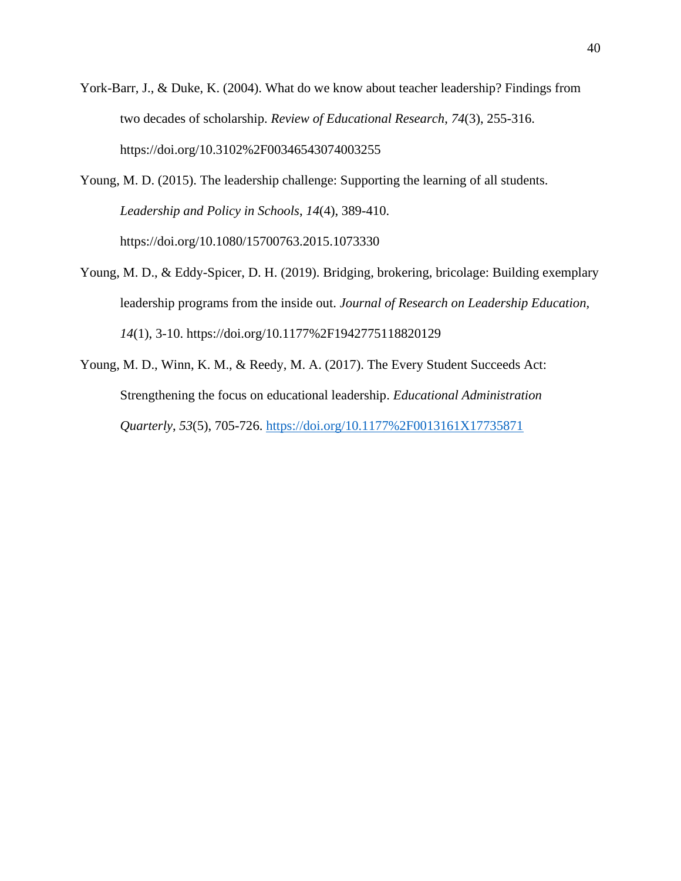York-Barr, J., & Duke, K. (2004). What do we know about teacher leadership? Findings from two decades of scholarship. *Review of Educational Research*, *74*(3), 255-316. https://doi.org/10.3102%2F00346543074003255

Young, M. D. (2015). The leadership challenge: Supporting the learning of all students. *Leadership and Policy in Schools*, *14*(4), 389-410. https://doi.org/10.1080/15700763.2015.1073330

Young, M. D., & Eddy-Spicer, D. H. (2019). Bridging, brokering, bricolage: Building exemplary leadership programs from the inside out. *Journal of Research on Leadership Education, 14*(1), 3-10. https://doi.org/10.1177%2F1942775118820129

Young, M. D., Winn, K. M., & Reedy, M. A. (2017). The Every Student Succeeds Act: Strengthening the focus on educational leadership. *Educational Administration Quarterly*, *53*(5), 705-726. https://doi.org/10.1177%2F0013161X17735871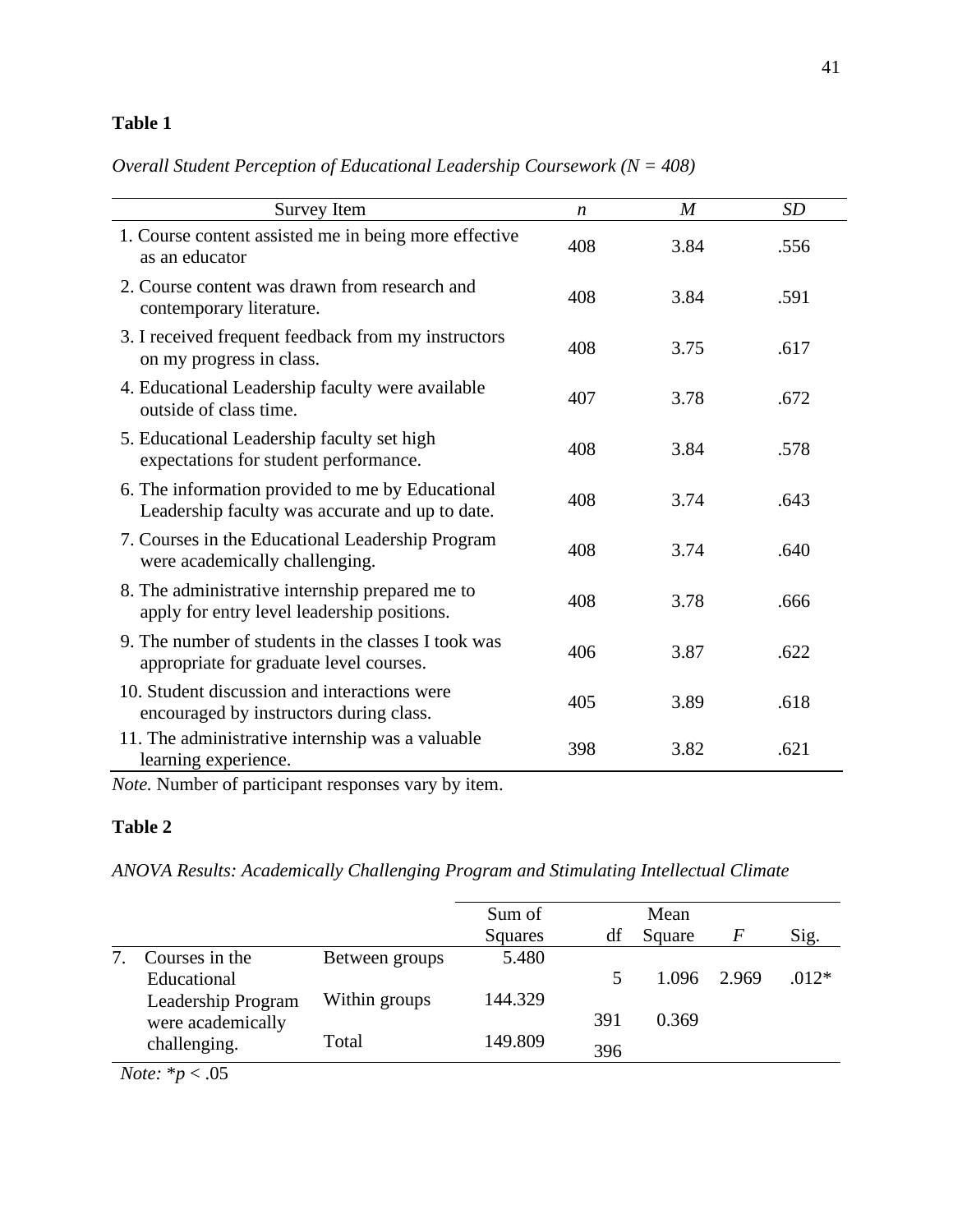**Table 1**

*Overall Student Perception of Educational Leadership Coursework (N = 408)*

| Survey Item | *n* | *M* | *SD* |
|---|---|---|---|
| 1. Course content assisted me in being more effective as an educator | 408 | 3.84 | .556 |
| 2. Course content was drawn from research and contemporary literature. | 408 | 3.84 | .591 |
| 3. I received frequent feedback from my instructors on my progress in class. | 408 | 3.75 | .617 |
| 4. Educational Leadership faculty were available outside of class time. | 407 | 3.78 | .672 |
| 5. Educational Leadership faculty set high expectations for student performance. | 408 | 3.84 | .578 |
| 6. The information provided to me by Educational Leadership faculty was accurate and up to date. | 408 | 3.74 | .643 |
| 7. Courses in the Educational Leadership Program were academically challenging. | 408 | 3.74 | .640 |
| 8. The administrative internship prepared me to apply for entry level leadership positions. | 408 | 3.78 | .666 |
| 9. The number of students in the classes I took was appropriate for graduate level courses. | 406 | 3.87 | .622 |
| 10. Student discussion and interactions were encouraged by instructors during class. | 405 | 3.89 | .618 |
| 11. The administrative internship was a valuable learning experience. | 398 | 3.82 | .621 |

*Note.* Number of participant responses vary by item.

**Table 2**

*ANOVA Results: Academically Challenging Program and Stimulating Intellectual Climate*

| | | Sum of Squares | df | Mean Square | *F* | Sig. |
|---|---|---|---|---|---|---|
| 7. Courses in the Educational Leadership Program were academically challenging. | Between groups | 5.480 | 5 | 1.096 | 2.969 | .012* |
| | Within groups | 144.329 | 391 | 0.369 | | |
| | Total | 149.809 | 396 | | | |

*Note:* *$p < .05$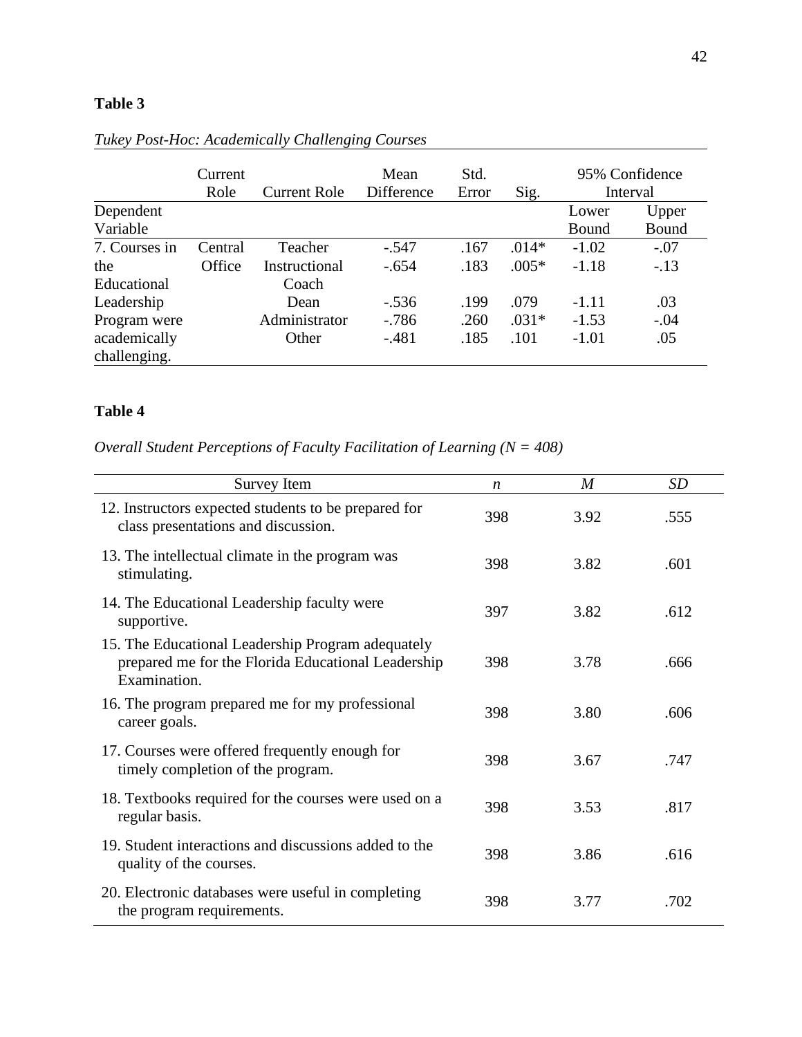**Table 3**

*Tukey Post-Hoc: Academically Challenging Courses*

| Dependent Variable | Current Role | Current Role | Mean Difference | Std. Error | Sig. | 95% Confidence Interval Lower Bound | 95% Confidence Interval Upper Bound |
|---|---|---|---|---|---|---|---|
| 7. Courses in the Educational Leadership Program were academically challenging. | Central Office | Teacher | -.547 | .167 | .014* | -1.02 | -.07 |
| | | Instructional Coach | -.654 | .183 | .005* | -1.18 | -.13 |
| | | Dean | -.536 | .199 | .079 | -1.11 | .03 |
| | | Administrator | -.786 | .260 | .031* | -1.53 | -.04 |
| | | Other | -.481 | .185 | .101 | -1.01 | .05 |

**Table 4**

*Overall Student Perceptions of Faculty Facilitation of Learning (N = 408)*

| Survey Item | *n* | *M* | *SD* |
|---|---|---|---|
| 12. Instructors expected students to be prepared for class presentations and discussion. | 398 | 3.92 | .555 |
| 13. The intellectual climate in the program was stimulating. | 398 | 3.82 | .601 |
| 14. The Educational Leadership faculty were supportive. | 397 | 3.82 | .612 |
| 15. The Educational Leadership Program adequately prepared me for the Florida Educational Leadership Examination. | 398 | 3.78 | .666 |
| 16. The program prepared me for my professional career goals. | 398 | 3.80 | .606 |
| 17. Courses were offered frequently enough for timely completion of the program. | 398 | 3.67 | .747 |
| 18. Textbooks required for the courses were used on a regular basis. | 398 | 3.53 | .817 |
| 19. Student interactions and discussions added to the quality of the courses. | 398 | 3.86 | .616 |
| 20. Electronic databases were useful in completing the program requirements. | 398 | 3.77 | .702 |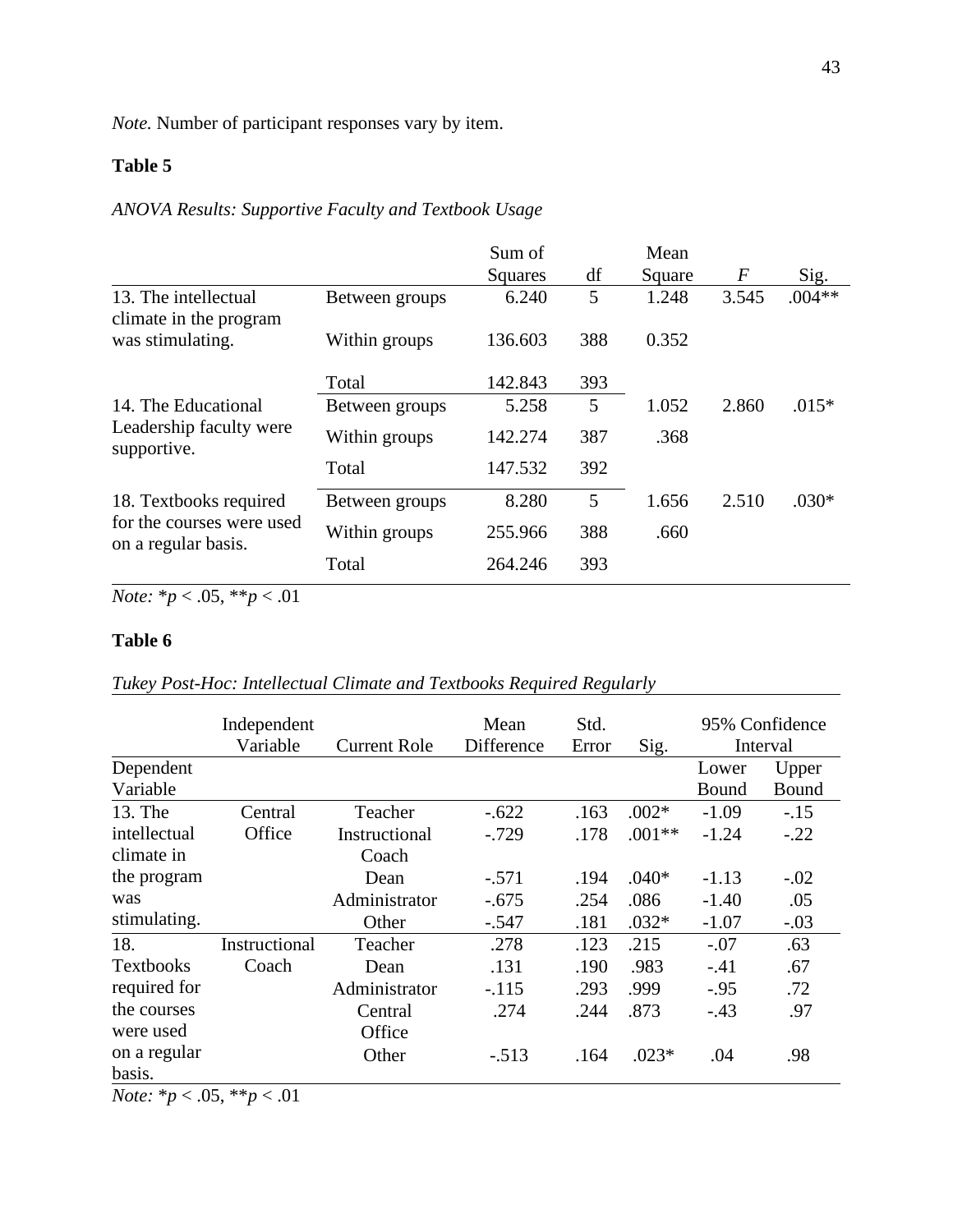*Note.* Number of participant responses vary by item.

**Table 5**

*ANOVA Results: Supportive Faculty and Textbook Usage*

| | | Sum of Squares | df | Mean Square | *F* | Sig. |
|---|---|---|---|---|---|---|
| 13. The intellectual climate in the program was stimulating. | Between groups | 6.240 | 5 | 1.248 | 3.545 | .004** |
| | Within groups | 136.603 | 388 | 0.352 | | |
| | Total | 142.843 | 393 | | | |
| 14. The Educational Leadership faculty were supportive. | Between groups | 5.258 | 5 | 1.052 | 2.860 | .015* |
| | Within groups | 142.274 | 387 | .368 | | |
| | Total | 147.532 | 392 | | | |
| 18. Textbooks required for the courses were used on a regular basis. | Between groups | 8.280 | 5 | 1.656 | 2.510 | .030* |
| | Within groups | 255.966 | 388 | .660 | | |
| | Total | 264.246 | 393 | | | |

*Note:* \**p* < .05, \*\**p* < .01

**Table 6**

*Tukey Post-Hoc: Intellectual Climate and Textbooks Required Regularly*

| Dependent Variable | Independent Variable | Current Role | Mean Difference | Std. Error | Sig. | 95% Confidence Interval Lower Bound | 95% Confidence Interval Upper Bound |
|---|---|---|---|---|---|---|---|
| 13. The intellectual climate in the program was stimulating. | Central Office | Teacher | -.622 | .163 | .002* | -1.09 | -.15 |
| | | Instructional Coach | -.729 | .178 | .001** | -1.24 | -.22 |
| | | Dean | -.571 | .194 | .040* | -1.13 | -.02 |
| | | Administrator | -.675 | .254 | .086 | -1.40 | .05 |
| | | Other | -.547 | .181 | .032* | -1.07 | -.03 |
| 18. Textbooks required for the courses were used on a regular basis. | Instructional Coach | Teacher | .278 | .123 | .215 | -.07 | .63 |
| | | Dean | .131 | .190 | .983 | -.41 | .67 |
| | | Administrator | -.115 | .293 | .999 | -.95 | .72 |
| | | Central Office | .274 | .244 | .873 | -.43 | .97 |
| | | Other | -.513 | .164 | .023* | .04 | .98 |

*Note:* \**p* < .05, \*\**p* < .01